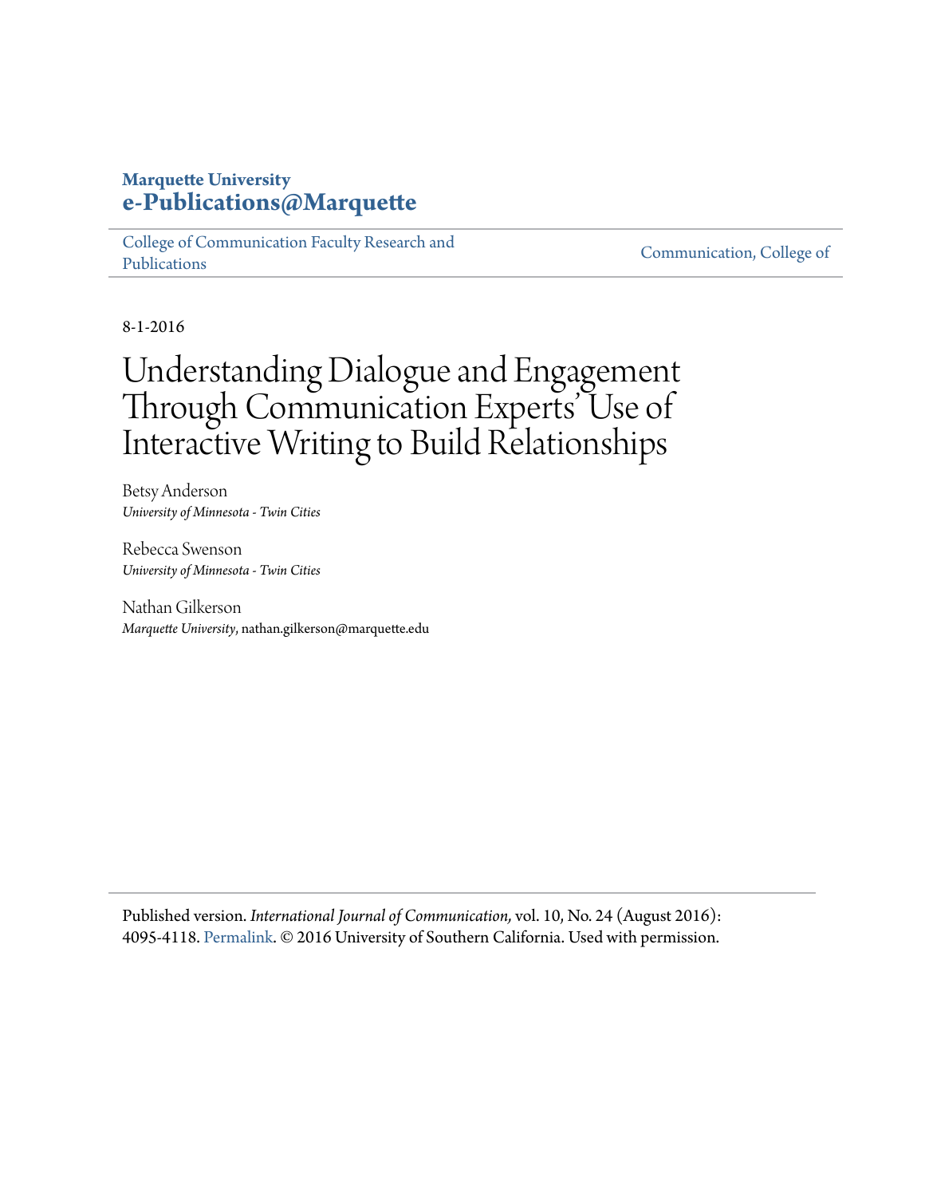Marquette University
**e-Publications@Marquette**

College of Communication Faculty Research and Publications

Communication, College of

8-1-2016

# Understanding Dialogue and Engagement Through Communication Experts' Use of Interactive Writing to Build Relationships

Betsy Anderson
*University of Minnesota - Twin Cities*

Rebecca Swenson
*University of Minnesota - Twin Cities*

Nathan Gilkerson
*Marquette University*, nathan.gilkerson@marquette.edu

---

Published version. *International Journal of Communication,* vol. 10, No. 24 (August 2016): 4095-4118. Permalink. © 2016 University of Southern California. Used with permission.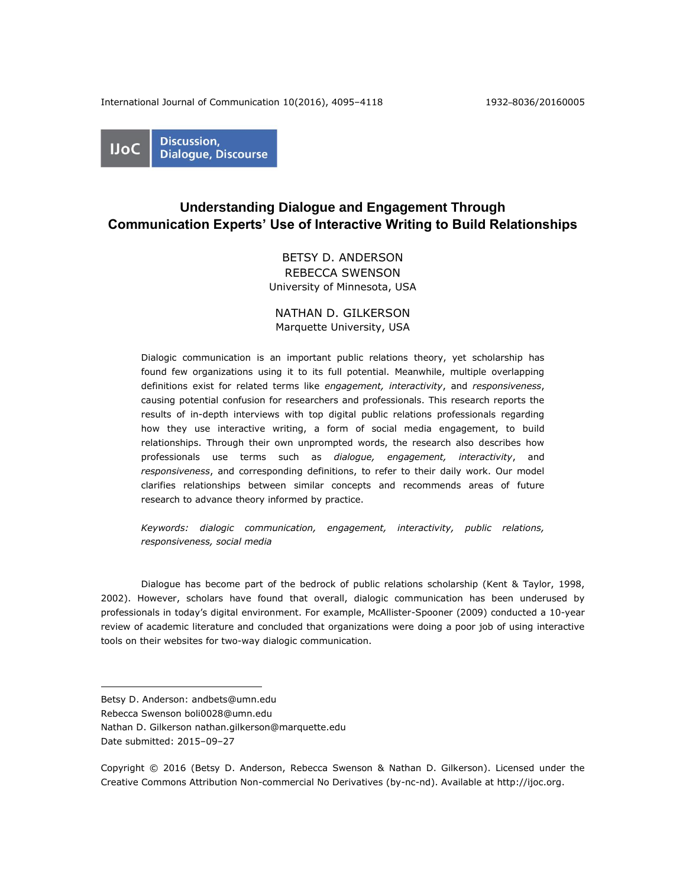Discussion, Dialogue, Discourse

# Understanding Dialogue and Engagement Through Communication Experts' Use of Interactive Writing to Build Relationships

BETSY D. ANDERSON
REBECCA SWENSON
University of Minnesota, USA

NATHAN D. GILKERSON
Marquette University, USA

Dialogic communication is an important public relations theory, yet scholarship has found few organizations using it to its full potential. Meanwhile, multiple overlapping definitions exist for related terms like *engagement, interactivity*, and *responsiveness*, causing potential confusion for researchers and professionals. This research reports the results of in-depth interviews with top digital public relations professionals regarding how they use interactive writing, a form of social media engagement, to build relationships. Through their own unprompted words, the research also describes how professionals use terms such as *dialogue, engagement, interactivity*, and *responsiveness*, and corresponding definitions, to refer to their daily work. Our model clarifies relationships between similar concepts and recommends areas of future research to advance theory informed by practice.

*Keywords: dialogic communication, engagement, interactivity, public relations, responsiveness, social media*

Dialogue has become part of the bedrock of public relations scholarship (Kent & Taylor, 1998, 2002). However, scholars have found that overall, dialogic communication has been underused by professionals in today's digital environment. For example, McAllister-Spooner (2009) conducted a 10-year review of academic literature and concluded that organizations were doing a poor job of using interactive tools on their websites for two-way dialogic communication.

---

Betsy D. Anderson: andbets@umn.edu
Rebecca Swenson boli0028@umn.edu
Nathan D. Gilkerson nathan.gilkerson@marquette.edu
Date submitted: 2015–09–27

Copyright © 2016 (Betsy D. Anderson, Rebecca Swenson & Nathan D. Gilkerson). Licensed under the Creative Commons Attribution Non-commercial No Derivatives (by-nc-nd). Available at http://ijoc.org.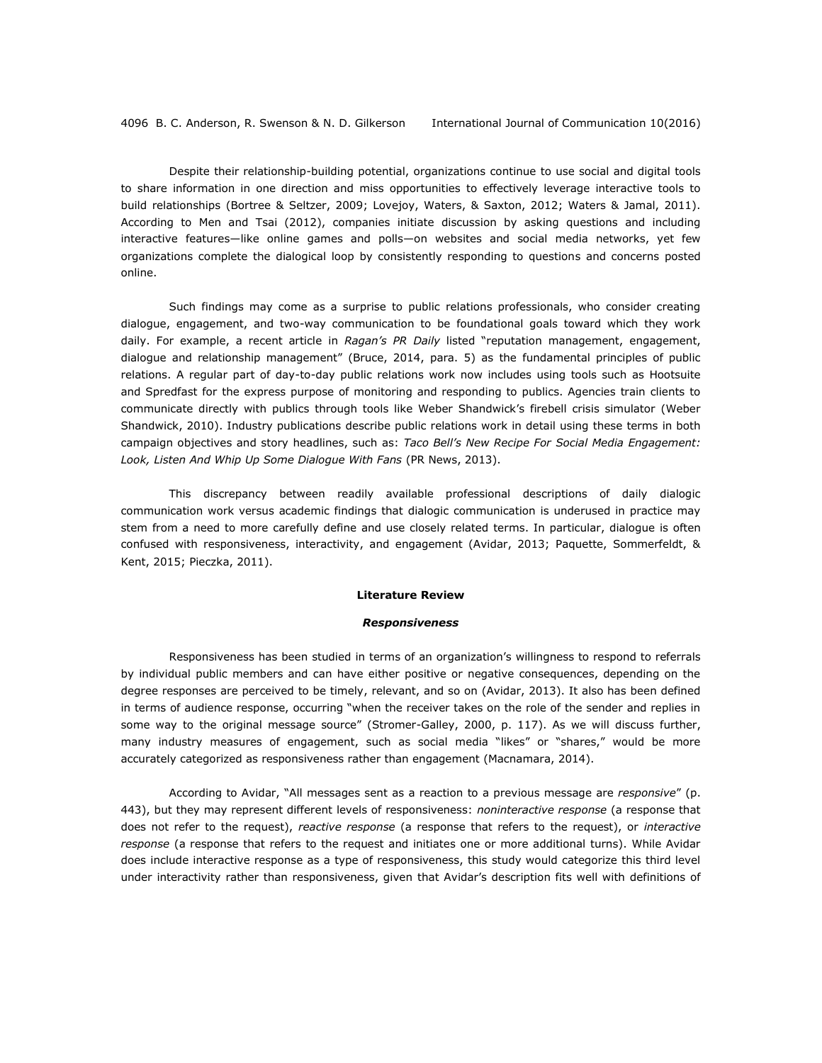Despite their relationship-building potential, organizations continue to use social and digital tools to share information in one direction and miss opportunities to effectively leverage interactive tools to build relationships (Bortree & Seltzer, 2009; Lovejoy, Waters, & Saxton, 2012; Waters & Jamal, 2011). According to Men and Tsai (2012), companies initiate discussion by asking questions and including interactive features—like online games and polls—on websites and social media networks, yet few organizations complete the dialogical loop by consistently responding to questions and concerns posted online.

Such findings may come as a surprise to public relations professionals, who consider creating dialogue, engagement, and two-way communication to be foundational goals toward which they work daily. For example, a recent article in *Ragan's PR Daily* listed "reputation management, engagement, dialogue and relationship management" (Bruce, 2014, para. 5) as the fundamental principles of public relations. A regular part of day-to-day public relations work now includes using tools such as Hootsuite and Spredfast for the express purpose of monitoring and responding to publics. Agencies train clients to communicate directly with publics through tools like Weber Shandwick's firebell crisis simulator (Weber Shandwick, 2010). Industry publications describe public relations work in detail using these terms in both campaign objectives and story headlines, such as: *Taco Bell's New Recipe For Social Media Engagement: Look, Listen And Whip Up Some Dialogue With Fans* (PR News, 2013).

This discrepancy between readily available professional descriptions of daily dialogic communication work versus academic findings that dialogic communication is underused in practice may stem from a need to more carefully define and use closely related terms. In particular, dialogue is often confused with responsiveness, interactivity, and engagement (Avidar, 2013; Paquette, Sommerfeldt, & Kent, 2015; Pieczka, 2011).

## Literature Review

### *Responsiveness*

Responsiveness has been studied in terms of an organization's willingness to respond to referrals by individual public members and can have either positive or negative consequences, depending on the degree responses are perceived to be timely, relevant, and so on (Avidar, 2013). It also has been defined in terms of audience response, occurring "when the receiver takes on the role of the sender and replies in some way to the original message source" (Stromer-Galley, 2000, p. 117). As we will discuss further, many industry measures of engagement, such as social media "likes" or "shares," would be more accurately categorized as responsiveness rather than engagement (Macnamara, 2014).

According to Avidar, "All messages sent as a reaction to a previous message are *responsive*" (p. 443), but they may represent different levels of responsiveness: *noninteractive response* (a response that does not refer to the request), *reactive response* (a response that refers to the request), or *interactive response* (a response that refers to the request and initiates one or more additional turns). While Avidar does include interactive response as a type of responsiveness, this study would categorize this third level under interactivity rather than responsiveness, given that Avidar's description fits well with definitions of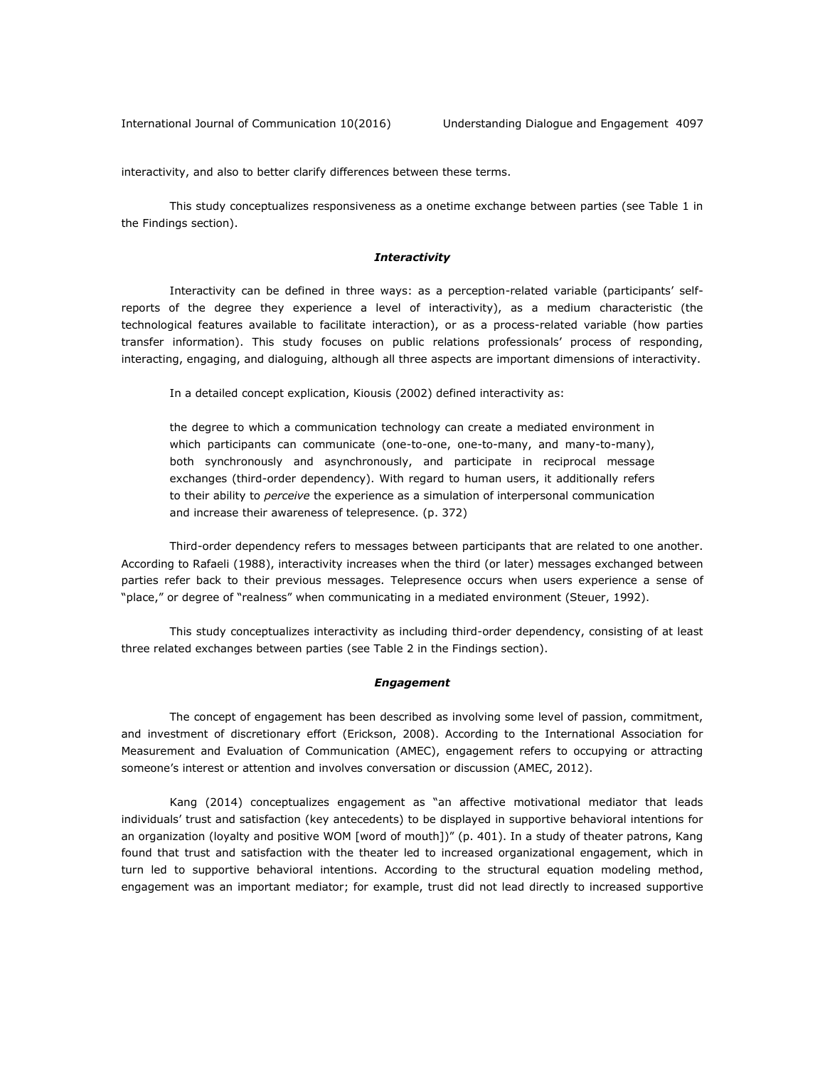interactivity, and also to better clarify differences between these terms.

This study conceptualizes responsiveness as a onetime exchange between parties (see Table 1 in the Findings section).

### *Interactivity*

Interactivity can be defined in three ways: as a perception-related variable (participants' self-reports of the degree they experience a level of interactivity), as a medium characteristic (the technological features available to facilitate interaction), or as a process-related variable (how parties transfer information). This study focuses on public relations professionals' process of responding, interacting, engaging, and dialoguing, although all three aspects are important dimensions of interactivity.

In a detailed concept explication, Kiousis (2002) defined interactivity as:

> the degree to which a communication technology can create a mediated environment in which participants can communicate (one-to-one, one-to-many, and many-to-many), both synchronously and asynchronously, and participate in reciprocal message exchanges (third-order dependency). With regard to human users, it additionally refers to their ability to *perceive* the experience as a simulation of interpersonal communication and increase their awareness of telepresence. (p. 372)

Third-order dependency refers to messages between participants that are related to one another. According to Rafaeli (1988), interactivity increases when the third (or later) messages exchanged between parties refer back to their previous messages. Telepresence occurs when users experience a sense of "place," or degree of "realness" when communicating in a mediated environment (Steuer, 1992).

This study conceptualizes interactivity as including third-order dependency, consisting of at least three related exchanges between parties (see Table 2 in the Findings section).

### *Engagement*

The concept of engagement has been described as involving some level of passion, commitment, and investment of discretionary effort (Erickson, 2008). According to the International Association for Measurement and Evaluation of Communication (AMEC), engagement refers to occupying or attracting someone's interest or attention and involves conversation or discussion (AMEC, 2012).

Kang (2014) conceptualizes engagement as "an affective motivational mediator that leads individuals' trust and satisfaction (key antecedents) to be displayed in supportive behavioral intentions for an organization (loyalty and positive WOM [word of mouth])" (p. 401). In a study of theater patrons, Kang found that trust and satisfaction with the theater led to increased organizational engagement, which in turn led to supportive behavioral intentions. According to the structural equation modeling method, engagement was an important mediator; for example, trust did not lead directly to increased supportive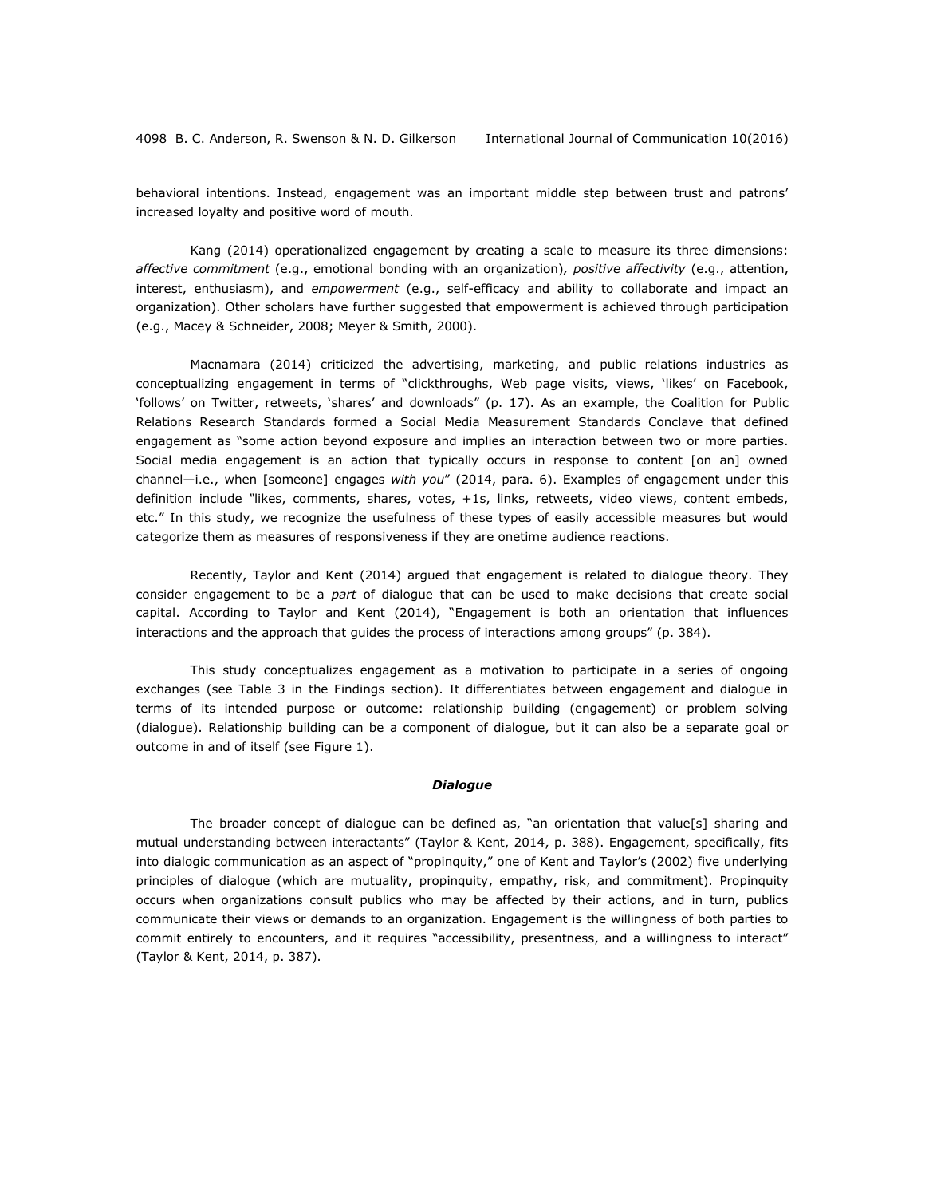behavioral intentions. Instead, engagement was an important middle step between trust and patrons' increased loyalty and positive word of mouth.

Kang (2014) operationalized engagement by creating a scale to measure its three dimensions: *affective commitment* (e.g., emotional bonding with an organization), *positive affectivity* (e.g., attention, interest, enthusiasm), and *empowerment* (e.g., self-efficacy and ability to collaborate and impact an organization). Other scholars have further suggested that empowerment is achieved through participation (e.g., Macey & Schneider, 2008; Meyer & Smith, 2000).

Macnamara (2014) criticized the advertising, marketing, and public relations industries as conceptualizing engagement in terms of "clickthroughs, Web page visits, views, 'likes' on Facebook, 'follows' on Twitter, retweets, 'shares' and downloads" (p. 17). As an example, the Coalition for Public Relations Research Standards formed a Social Media Measurement Standards Conclave that defined engagement as "some action beyond exposure and implies an interaction between two or more parties. Social media engagement is an action that typically occurs in response to content [on an] owned channel—i.e., when [someone] engages *with you*" (2014, para. 6). Examples of engagement under this definition include "likes, comments, shares, votes, +1s, links, retweets, video views, content embeds, etc." In this study, we recognize the usefulness of these types of easily accessible measures but would categorize them as measures of responsiveness if they are onetime audience reactions.

Recently, Taylor and Kent (2014) argued that engagement is related to dialogue theory. They consider engagement to be a *part* of dialogue that can be used to make decisions that create social capital. According to Taylor and Kent (2014), "Engagement is both an orientation that influences interactions and the approach that guides the process of interactions among groups" (p. 384).

This study conceptualizes engagement as a motivation to participate in a series of ongoing exchanges (see Table 3 in the Findings section). It differentiates between engagement and dialogue in terms of its intended purpose or outcome: relationship building (engagement) or problem solving (dialogue). Relationship building can be a component of dialogue, but it can also be a separate goal or outcome in and of itself (see Figure 1).

### *Dialogue*

The broader concept of dialogue can be defined as, "an orientation that value[s] sharing and mutual understanding between interactants" (Taylor & Kent, 2014, p. 388). Engagement, specifically, fits into dialogic communication as an aspect of "propinquity," one of Kent and Taylor's (2002) five underlying principles of dialogue (which are mutuality, propinquity, empathy, risk, and commitment). Propinquity occurs when organizations consult publics who may be affected by their actions, and in turn, publics communicate their views or demands to an organization. Engagement is the willingness of both parties to commit entirely to encounters, and it requires "accessibility, presentness, and a willingness to interact" (Taylor & Kent, 2014, p. 387).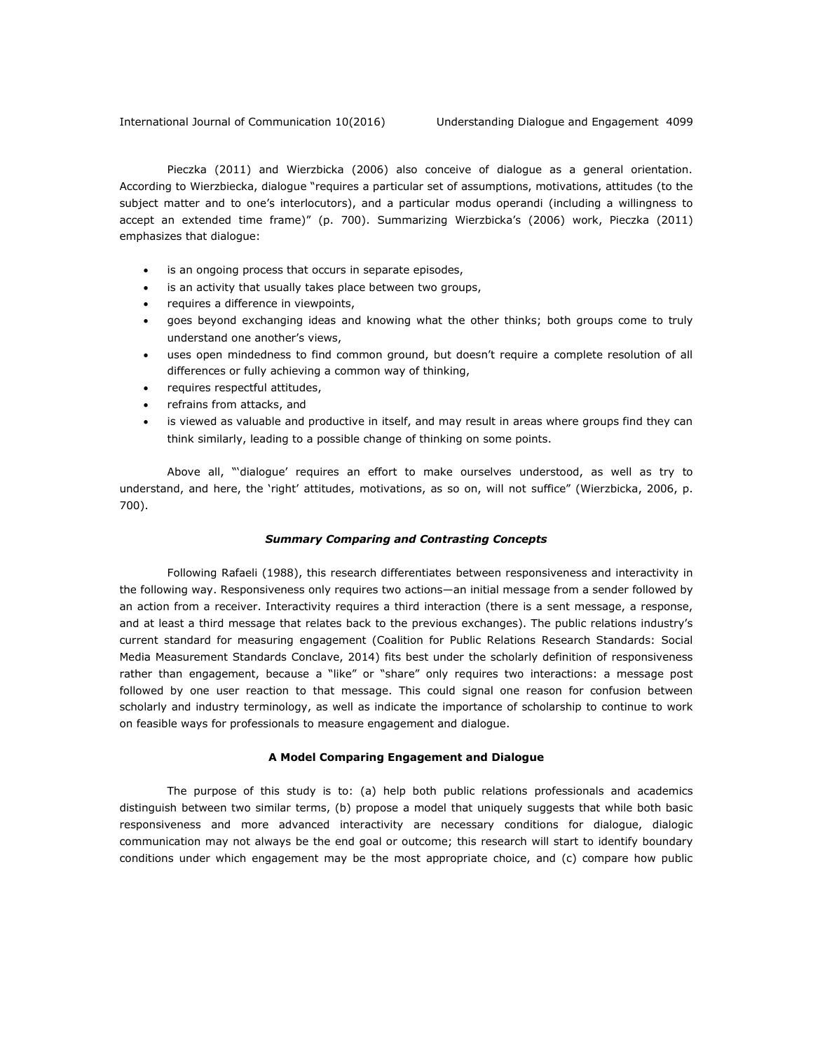Pieczka (2011) and Wierzbicka (2006) also conceive of dialogue as a general orientation. According to Wierzbiecka, dialogue "requires a particular set of assumptions, motivations, attitudes (to the subject matter and to one's interlocutors), and a particular modus operandi (including a willingness to accept an extended time frame)" (p. 700). Summarizing Wierzbicka's (2006) work, Pieczka (2011) emphasizes that dialogue:

- is an ongoing process that occurs in separate episodes,
- is an activity that usually takes place between two groups,
- requires a difference in viewpoints,
- goes beyond exchanging ideas and knowing what the other thinks; both groups come to truly understand one another's views,
- uses open mindedness to find common ground, but doesn't require a complete resolution of all differences or fully achieving a common way of thinking,
- requires respectful attitudes,
- refrains from attacks, and
- is viewed as valuable and productive in itself, and may result in areas where groups find they can think similarly, leading to a possible change of thinking on some points.

Above all, "'dialogue' requires an effort to make ourselves understood, as well as try to understand, and here, the 'right' attitudes, motivations, as so on, will not suffice" (Wierzbicka, 2006, p. 700).

### ***Summary Comparing and Contrasting Concepts***

Following Rafaeli (1988), this research differentiates between responsiveness and interactivity in the following way. Responsiveness only requires two actions—an initial message from a sender followed by an action from a receiver. Interactivity requires a third interaction (there is a sent message, a response, and at least a third message that relates back to the previous exchanges). The public relations industry's current standard for measuring engagement (Coalition for Public Relations Research Standards: Social Media Measurement Standards Conclave, 2014) fits best under the scholarly definition of responsiveness rather than engagement, because a "like" or "share" only requires two interactions: a message post followed by one user reaction to that message. This could signal one reason for confusion between scholarly and industry terminology, as well as indicate the importance of scholarship to continue to work on feasible ways for professionals to measure engagement and dialogue.

## **A Model Comparing Engagement and Dialogue**

The purpose of this study is to: (a) help both public relations professionals and academics distinguish between two similar terms, (b) propose a model that uniquely suggests that while both basic responsiveness and more advanced interactivity are necessary conditions for dialogue, dialogic communication may not always be the end goal or outcome; this research will start to identify boundary conditions under which engagement may be the most appropriate choice, and (c) compare how public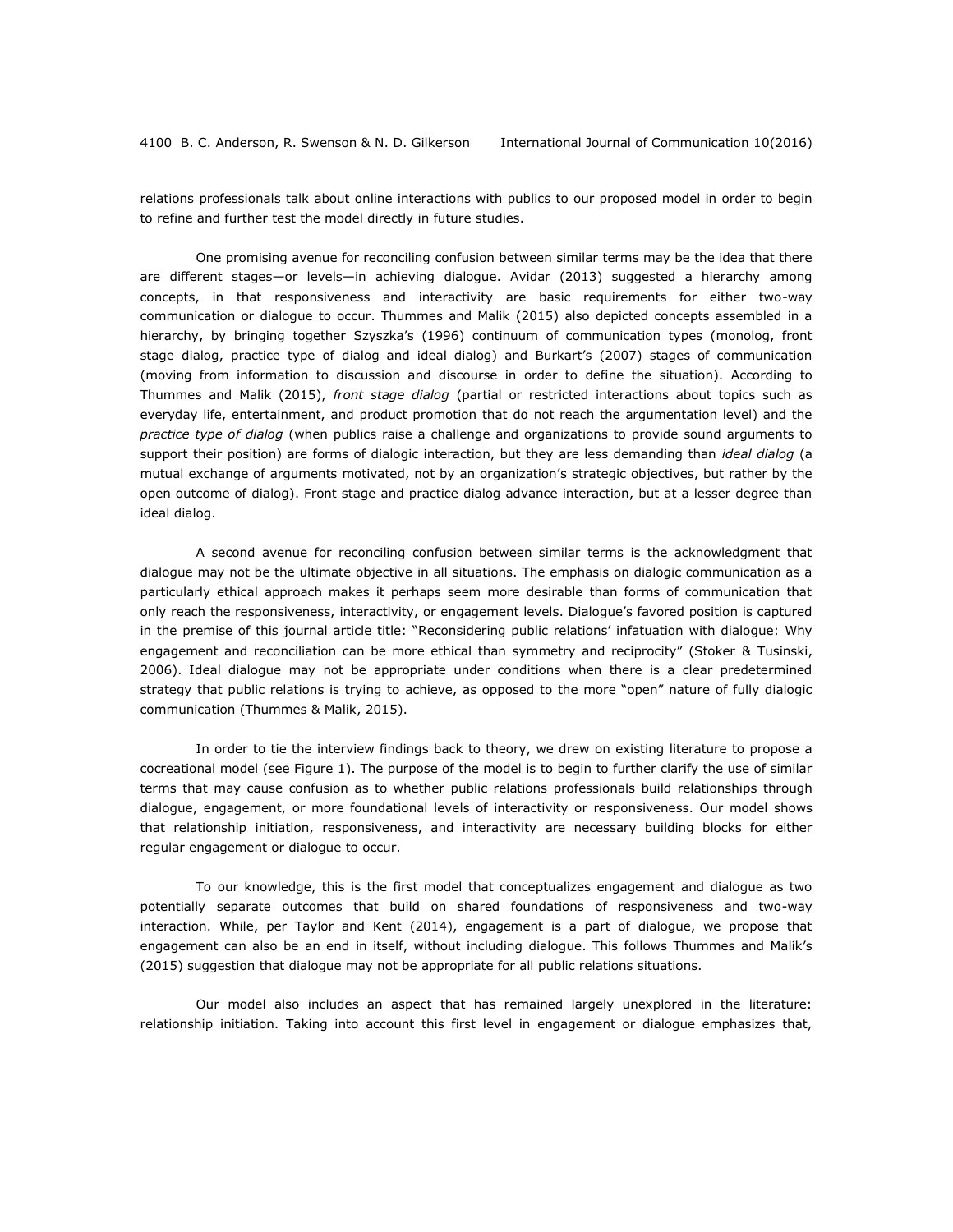relations professionals talk about online interactions with publics to our proposed model in order to begin to refine and further test the model directly in future studies.

One promising avenue for reconciling confusion between similar terms may be the idea that there are different stages—or levels—in achieving dialogue. Avidar (2013) suggested a hierarchy among concepts, in that responsiveness and interactivity are basic requirements for either two-way communication or dialogue to occur. Thummes and Malik (2015) also depicted concepts assembled in a hierarchy, by bringing together Szyszka's (1996) continuum of communication types (monolog, front stage dialog, practice type of dialog and ideal dialog) and Burkart's (2007) stages of communication (moving from information to discussion and discourse in order to define the situation). According to Thummes and Malik (2015), *front stage dialog* (partial or restricted interactions about topics such as everyday life, entertainment, and product promotion that do not reach the argumentation level) and the *practice type of dialog* (when publics raise a challenge and organizations to provide sound arguments to support their position) are forms of dialogic interaction, but they are less demanding than *ideal dialog* (a mutual exchange of arguments motivated, not by an organization's strategic objectives, but rather by the open outcome of dialog). Front stage and practice dialog advance interaction, but at a lesser degree than ideal dialog.

A second avenue for reconciling confusion between similar terms is the acknowledgment that dialogue may not be the ultimate objective in all situations. The emphasis on dialogic communication as a particularly ethical approach makes it perhaps seem more desirable than forms of communication that only reach the responsiveness, interactivity, or engagement levels. Dialogue's favored position is captured in the premise of this journal article title: "Reconsidering public relations' infatuation with dialogue: Why engagement and reconciliation can be more ethical than symmetry and reciprocity" (Stoker & Tusinski, 2006). Ideal dialogue may not be appropriate under conditions when there is a clear predetermined strategy that public relations is trying to achieve, as opposed to the more "open" nature of fully dialogic communication (Thummes & Malik, 2015).

In order to tie the interview findings back to theory, we drew on existing literature to propose a cocreational model (see Figure 1). The purpose of the model is to begin to further clarify the use of similar terms that may cause confusion as to whether public relations professionals build relationships through dialogue, engagement, or more foundational levels of interactivity or responsiveness. Our model shows that relationship initiation, responsiveness, and interactivity are necessary building blocks for either regular engagement or dialogue to occur.

To our knowledge, this is the first model that conceptualizes engagement and dialogue as two potentially separate outcomes that build on shared foundations of responsiveness and two-way interaction. While, per Taylor and Kent (2014), engagement is a part of dialogue, we propose that engagement can also be an end in itself, without including dialogue. This follows Thummes and Malik's (2015) suggestion that dialogue may not be appropriate for all public relations situations.

Our model also includes an aspect that has remained largely unexplored in the literature: relationship initiation. Taking into account this first level in engagement or dialogue emphasizes that,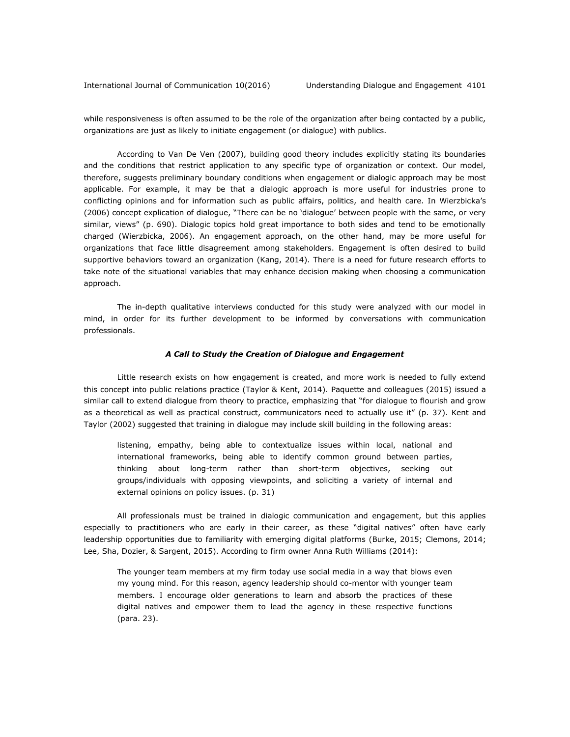while responsiveness is often assumed to be the role of the organization after being contacted by a public, organizations are just as likely to initiate engagement (or dialogue) with publics.

According to Van De Ven (2007), building good theory includes explicitly stating its boundaries and the conditions that restrict application to any specific type of organization or context. Our model, therefore, suggests preliminary boundary conditions when engagement or dialogic approach may be most applicable. For example, it may be that a dialogic approach is more useful for industries prone to conflicting opinions and for information such as public affairs, politics, and health care. In Wierzbicka's (2006) concept explication of dialogue, "There can be no 'dialogue' between people with the same, or very similar, views" (p. 690). Dialogic topics hold great importance to both sides and tend to be emotionally charged (Wierzbicka, 2006). An engagement approach, on the other hand, may be more useful for organizations that face little disagreement among stakeholders. Engagement is often desired to build supportive behaviors toward an organization (Kang, 2014). There is a need for future research efforts to take note of the situational variables that may enhance decision making when choosing a communication approach.

The in-depth qualitative interviews conducted for this study were analyzed with our model in mind, in order for its further development to be informed by conversations with communication professionals.

### *A Call to Study the Creation of Dialogue and Engagement*

Little research exists on how engagement is created, and more work is needed to fully extend this concept into public relations practice (Taylor & Kent, 2014). Paquette and colleagues (2015) issued a similar call to extend dialogue from theory to practice, emphasizing that "for dialogue to flourish and grow as a theoretical as well as practical construct, communicators need to actually use it" (p. 37). Kent and Taylor (2002) suggested that training in dialogue may include skill building in the following areas:

> listening, empathy, being able to contextualize issues within local, national and international frameworks, being able to identify common ground between parties, thinking about long-term rather than short-term objectives, seeking out groups/individuals with opposing viewpoints, and soliciting a variety of internal and external opinions on policy issues. (p. 31)

All professionals must be trained in dialogic communication and engagement, but this applies especially to practitioners who are early in their career, as these "digital natives" often have early leadership opportunities due to familiarity with emerging digital platforms (Burke, 2015; Clemons, 2014; Lee, Sha, Dozier, & Sargent, 2015). According to firm owner Anna Ruth Williams (2014):

> The younger team members at my firm today use social media in a way that blows even my young mind. For this reason, agency leadership should co-mentor with younger team members. I encourage older generations to learn and absorb the practices of these digital natives and empower them to lead the agency in these respective functions (para. 23).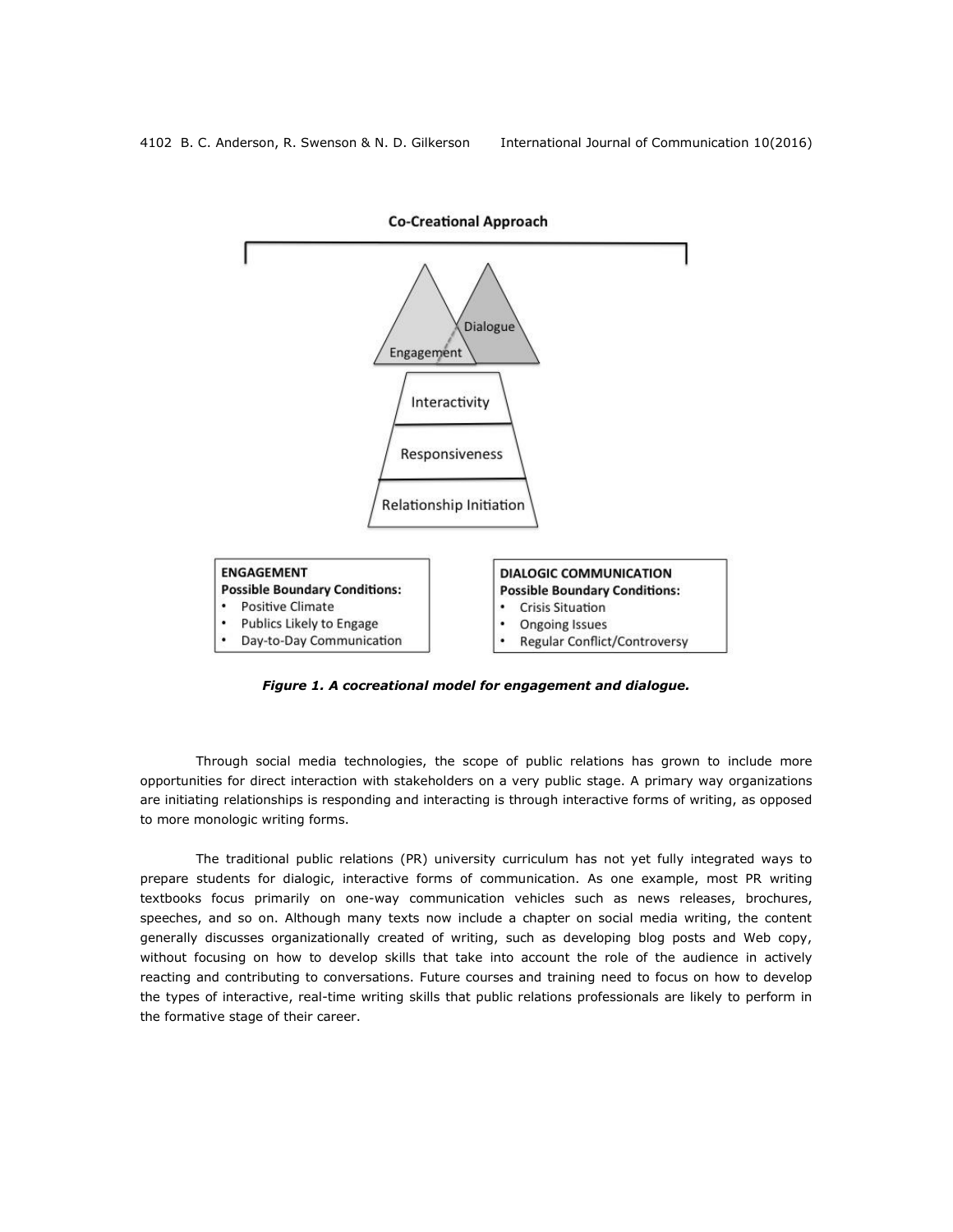*Figure 1. A cocreational model for engagement and dialogue.*

Through social media technologies, the scope of public relations has grown to include more opportunities for direct interaction with stakeholders on a very public stage. A primary way organizations are initiating relationships is responding and interacting is through interactive forms of writing, as opposed to more monologic writing forms.

The traditional public relations (PR) university curriculum has not yet fully integrated ways to prepare students for dialogic, interactive forms of communication. As one example, most PR writing textbooks focus primarily on one-way communication vehicles such as news releases, brochures, speeches, and so on. Although many texts now include a chapter on social media writing, the content generally discusses organizationally created of writing, such as developing blog posts and Web copy, without focusing on how to develop skills that take into account the role of the audience in actively reacting and contributing to conversations. Future courses and training need to focus on how to develop the types of interactive, real-time writing skills that public relations professionals are likely to perform in the formative stage of their career.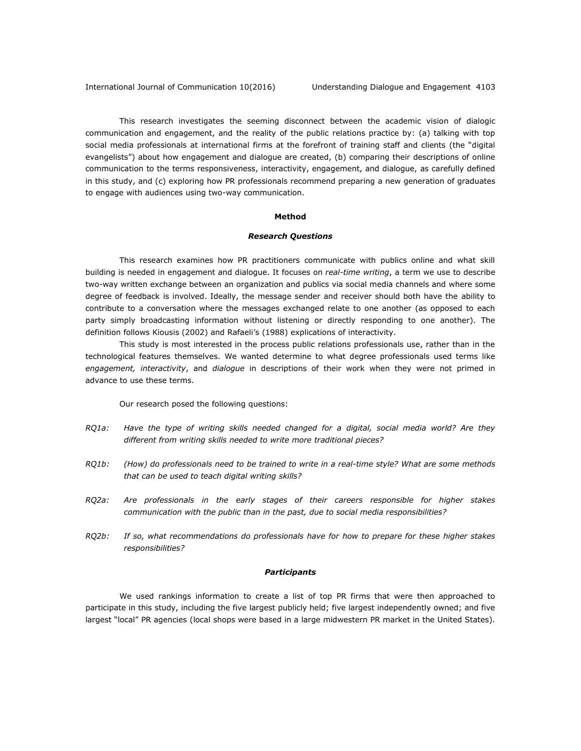This research investigates the seeming disconnect between the academic vision of dialogic communication and engagement, and the reality of the public relations practice by: (a) talking with top social media professionals at international firms at the forefront of training staff and clients (the "digital evangelists") about how engagement and dialogue are created, (b) comparing their descriptions of online communication to the terms responsiveness, interactivity, engagement, and dialogue, as carefully defined in this study, and (c) exploring how PR professionals recommend preparing a new generation of graduates to engage with audiences using two-way communication.

## Method

### *Research Questions*

This research examines how PR practitioners communicate with publics online and what skill building is needed in engagement and dialogue. It focuses on *real-time writing*, a term we use to describe two-way written exchange between an organization and publics via social media channels and where some degree of feedback is involved. Ideally, the message sender and receiver should both have the ability to contribute to a conversation where the messages exchanged relate to one another (as opposed to each party simply broadcasting information without listening or directly responding to one another). The definition follows Kiousis (2002) and Rafaeli's (1988) explications of interactivity.

This study is most interested in the process public relations professionals use, rather than in the technological features themselves. We wanted determine to what degree professionals used terms like *engagement, interactivity*, and *dialogue* in descriptions of their work when they were not primed in advance to use these terms.

Our research posed the following questions:

*RQ1a: Have the type of writing skills needed changed for a digital, social media world? Are they different from writing skills needed to write more traditional pieces?*

*RQ1b: (How) do professionals need to be trained to write in a real-time style? What are some methods that can be used to teach digital writing skills?*

*RQ2a: Are professionals in the early stages of their careers responsible for higher stakes communication with the public than in the past, due to social media responsibilities?*

*RQ2b: If so, what recommendations do professionals have for how to prepare for these higher stakes responsibilities?*

### *Participants*

We used rankings information to create a list of top PR firms that were then approached to participate in this study, including the five largest publicly held; five largest independently owned; and five largest "local" PR agencies (local shops were based in a large midwestern PR market in the United States).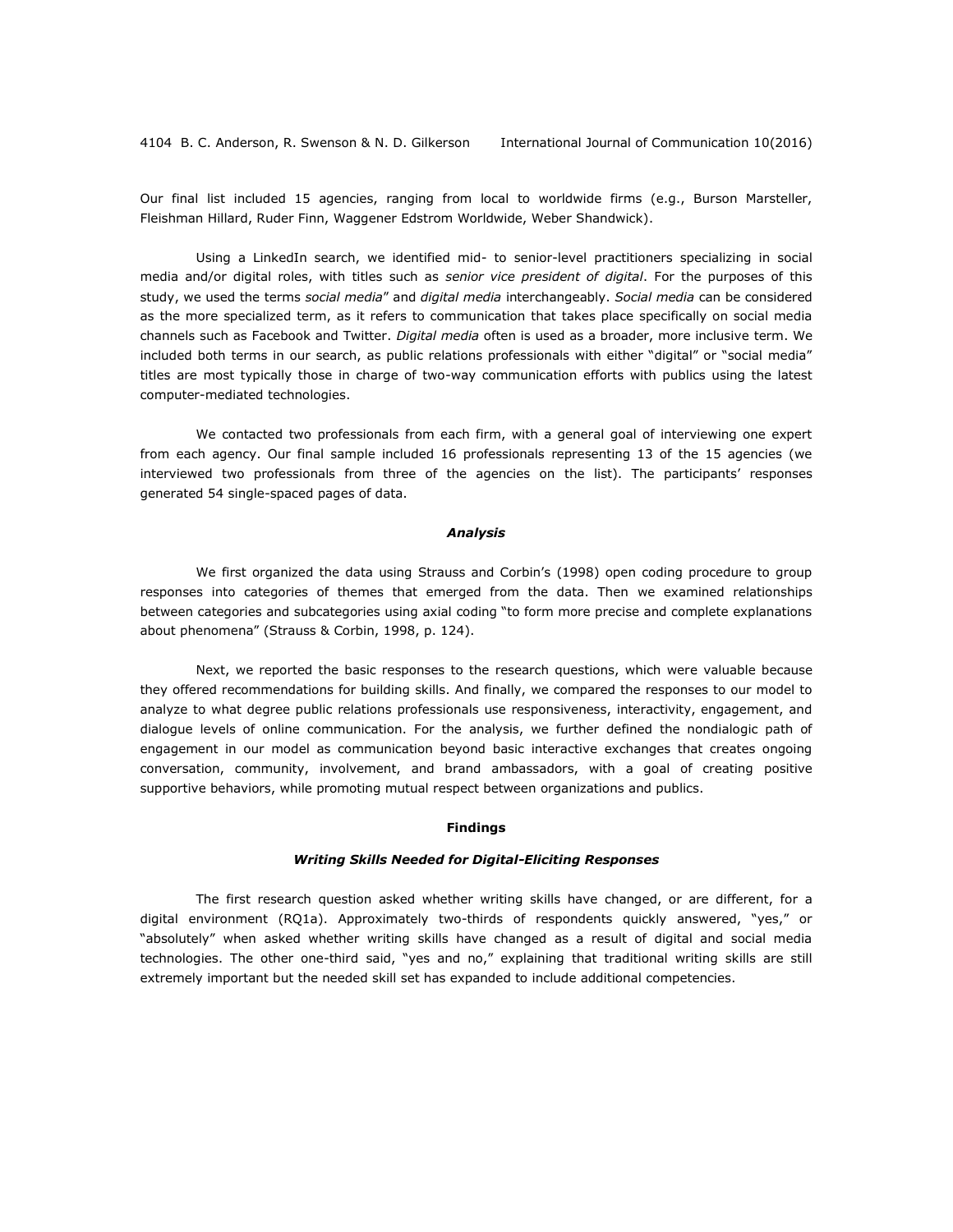Our final list included 15 agencies, ranging from local to worldwide firms (e.g., Burson Marsteller, Fleishman Hillard, Ruder Finn, Waggener Edstrom Worldwide, Weber Shandwick).

Using a LinkedIn search, we identified mid- to senior-level practitioners specializing in social media and/or digital roles, with titles such as *senior vice president of digital*. For the purposes of this study, we used the terms *social media*" and *digital media* interchangeably. *Social media* can be considered as the more specialized term, as it refers to communication that takes place specifically on social media channels such as Facebook and Twitter. *Digital media* often is used as a broader, more inclusive term. We included both terms in our search, as public relations professionals with either "digital" or "social media" titles are most typically those in charge of two-way communication efforts with publics using the latest computer-mediated technologies.

We contacted two professionals from each firm, with a general goal of interviewing one expert from each agency. Our final sample included 16 professionals representing 13 of the 15 agencies (we interviewed two professionals from three of the agencies on the list). The participants' responses generated 54 single-spaced pages of data.

### *Analysis*

We first organized the data using Strauss and Corbin's (1998) open coding procedure to group responses into categories of themes that emerged from the data. Then we examined relationships between categories and subcategories using axial coding "to form more precise and complete explanations about phenomena" (Strauss & Corbin, 1998, p. 124).

Next, we reported the basic responses to the research questions, which were valuable because they offered recommendations for building skills. And finally, we compared the responses to our model to analyze to what degree public relations professionals use responsiveness, interactivity, engagement, and dialogue levels of online communication. For the analysis, we further defined the nondialogic path of engagement in our model as communication beyond basic interactive exchanges that creates ongoing conversation, community, involvement, and brand ambassadors, with a goal of creating positive supportive behaviors, while promoting mutual respect between organizations and publics.

## Findings

### *Writing Skills Needed for Digital-Eliciting Responses*

The first research question asked whether writing skills have changed, or are different, for a digital environment (RQ1a). Approximately two-thirds of respondents quickly answered, "yes," or "absolutely" when asked whether writing skills have changed as a result of digital and social media technologies. The other one-third said, "yes and no," explaining that traditional writing skills are still extremely important but the needed skill set has expanded to include additional competencies.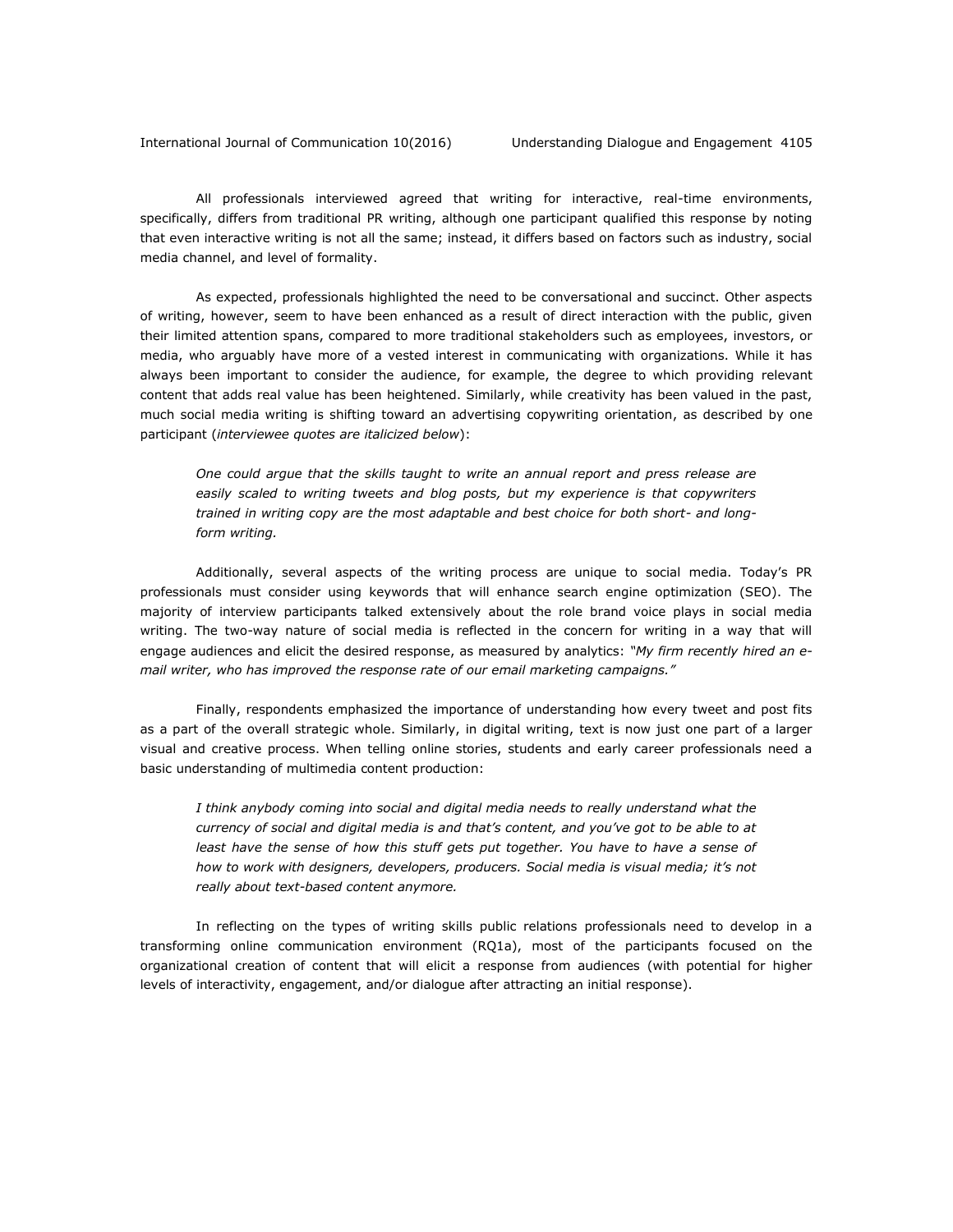All professionals interviewed agreed that writing for interactive, real-time environments, specifically, differs from traditional PR writing, although one participant qualified this response by noting that even interactive writing is not all the same; instead, it differs based on factors such as industry, social media channel, and level of formality.

As expected, professionals highlighted the need to be conversational and succinct. Other aspects of writing, however, seem to have been enhanced as a result of direct interaction with the public, given their limited attention spans, compared to more traditional stakeholders such as employees, investors, or media, who arguably have more of a vested interest in communicating with organizations. While it has always been important to consider the audience, for example, the degree to which providing relevant content that adds real value has been heightened. Similarly, while creativity has been valued in the past, much social media writing is shifting toward an advertising copywriting orientation, as described by one participant (*interviewee quotes are italicized below*):

> *One could argue that the skills taught to write an annual report and press release are easily scaled to writing tweets and blog posts, but my experience is that copywriters trained in writing copy are the most adaptable and best choice for both short- and long-form writing.*

Additionally, several aspects of the writing process are unique to social media. Today's PR professionals must consider using keywords that will enhance search engine optimization (SEO). The majority of interview participants talked extensively about the role brand voice plays in social media writing. The two-way nature of social media is reflected in the concern for writing in a way that will engage audiences and elicit the desired response, as measured by analytics: *"My firm recently hired an e-mail writer, who has improved the response rate of our email marketing campaigns."*

Finally, respondents emphasized the importance of understanding how every tweet and post fits as a part of the overall strategic whole. Similarly, in digital writing, text is now just one part of a larger visual and creative process. When telling online stories, students and early career professionals need a basic understanding of multimedia content production:

> *I think anybody coming into social and digital media needs to really understand what the currency of social and digital media is and that's content, and you've got to be able to at least have the sense of how this stuff gets put together. You have to have a sense of how to work with designers, developers, producers. Social media is visual media; it's not really about text-based content anymore.*

In reflecting on the types of writing skills public relations professionals need to develop in a transforming online communication environment (RQ1a), most of the participants focused on the organizational creation of content that will elicit a response from audiences (with potential for higher levels of interactivity, engagement, and/or dialogue after attracting an initial response).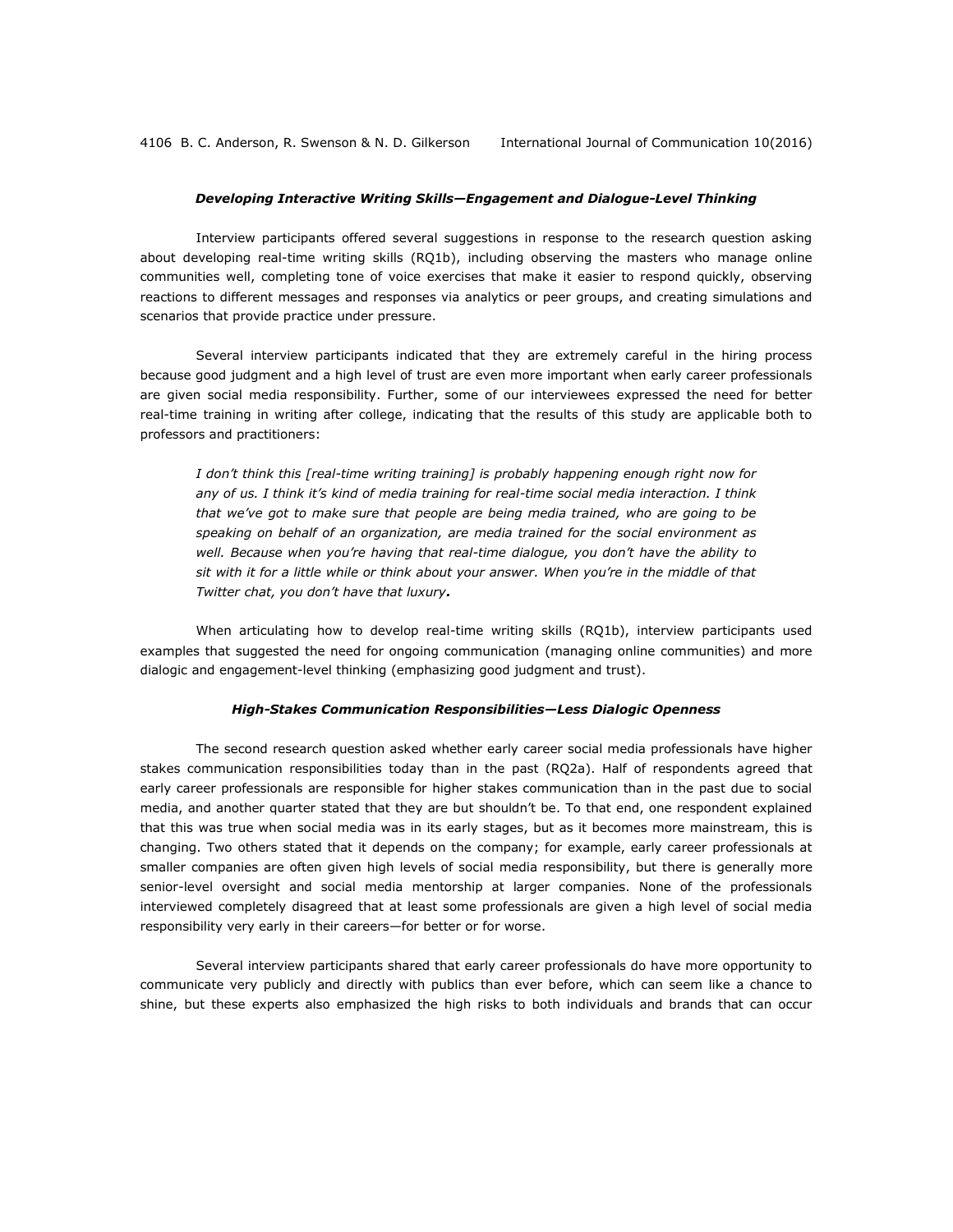### *Developing Interactive Writing Skills—Engagement and Dialogue-Level Thinking*

Interview participants offered several suggestions in response to the research question asking about developing real-time writing skills (RQ1b), including observing the masters who manage online communities well, completing tone of voice exercises that make it easier to respond quickly, observing reactions to different messages and responses via analytics or peer groups, and creating simulations and scenarios that provide practice under pressure.

Several interview participants indicated that they are extremely careful in the hiring process because good judgment and a high level of trust are even more important when early career professionals are given social media responsibility. Further, some of our interviewees expressed the need for better real-time training in writing after college, indicating that the results of this study are applicable both to professors and practitioners:

> *I don't think this [real-time writing training] is probably happening enough right now for any of us. I think it's kind of media training for real-time social media interaction. I think that we've got to make sure that people are being media trained, who are going to be speaking on behalf of an organization, are media trained for the social environment as well. Because when you're having that real-time dialogue, you don't have the ability to sit with it for a little while or think about your answer. When you're in the middle of that Twitter chat, you don't have that luxury.*

When articulating how to develop real-time writing skills (RQ1b), interview participants used examples that suggested the need for ongoing communication (managing online communities) and more dialogic and engagement-level thinking (emphasizing good judgment and trust).

### *High-Stakes Communication Responsibilities—Less Dialogic Openness*

The second research question asked whether early career social media professionals have higher stakes communication responsibilities today than in the past (RQ2a). Half of respondents agreed that early career professionals are responsible for higher stakes communication than in the past due to social media, and another quarter stated that they are but shouldn't be. To that end, one respondent explained that this was true when social media was in its early stages, but as it becomes more mainstream, this is changing. Two others stated that it depends on the company; for example, early career professionals at smaller companies are often given high levels of social media responsibility, but there is generally more senior-level oversight and social media mentorship at larger companies. None of the professionals interviewed completely disagreed that at least some professionals are given a high level of social media responsibility very early in their careers—for better or for worse.

Several interview participants shared that early career professionals do have more opportunity to communicate very publicly and directly with publics than ever before, which can seem like a chance to shine, but these experts also emphasized the high risks to both individuals and brands that can occur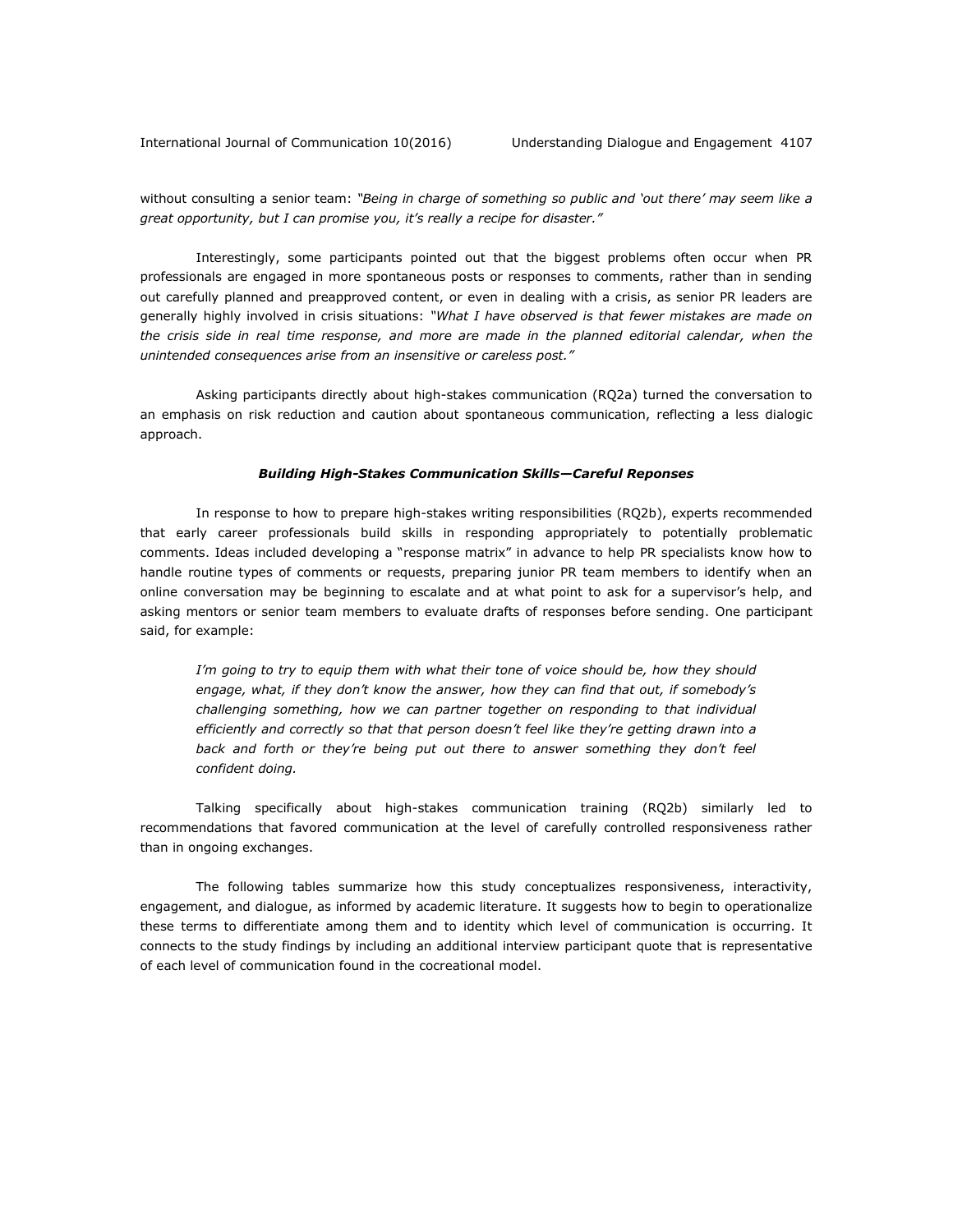without consulting a senior team: *"Being in charge of something so public and 'out there' may seem like a great opportunity, but I can promise you, it's really a recipe for disaster."*

Interestingly, some participants pointed out that the biggest problems often occur when PR professionals are engaged in more spontaneous posts or responses to comments, rather than in sending out carefully planned and preapproved content, or even in dealing with a crisis, as senior PR leaders are generally highly involved in crisis situations: *"What I have observed is that fewer mistakes are made on the crisis side in real time response, and more are made in the planned editorial calendar, when the unintended consequences arise from an insensitive or careless post."*

Asking participants directly about high-stakes communication (RQ2a) turned the conversation to an emphasis on risk reduction and caution about spontaneous communication, reflecting a less dialogic approach.

#### ***Building High-Stakes Communication Skills—Careful Reponses***

In response to how to prepare high-stakes writing responsibilities (RQ2b), experts recommended that early career professionals build skills in responding appropriately to potentially problematic comments. Ideas included developing a "response matrix" in advance to help PR specialists know how to handle routine types of comments or requests, preparing junior PR team members to identify when an online conversation may be beginning to escalate and at what point to ask for a supervisor's help, and asking mentors or senior team members to evaluate drafts of responses before sending. One participant said, for example:

> *I'm going to try to equip them with what their tone of voice should be, how they should engage, what, if they don't know the answer, how they can find that out, if somebody's challenging something, how we can partner together on responding to that individual efficiently and correctly so that that person doesn't feel like they're getting drawn into a back and forth or they're being put out there to answer something they don't feel confident doing.*

Talking specifically about high-stakes communication training (RQ2b) similarly led to recommendations that favored communication at the level of carefully controlled responsiveness rather than in ongoing exchanges.

The following tables summarize how this study conceptualizes responsiveness, interactivity, engagement, and dialogue, as informed by academic literature. It suggests how to begin to operationalize these terms to differentiate among them and to identity which level of communication is occurring. It connects to the study findings by including an additional interview participant quote that is representative of each level of communication found in the cocreational model.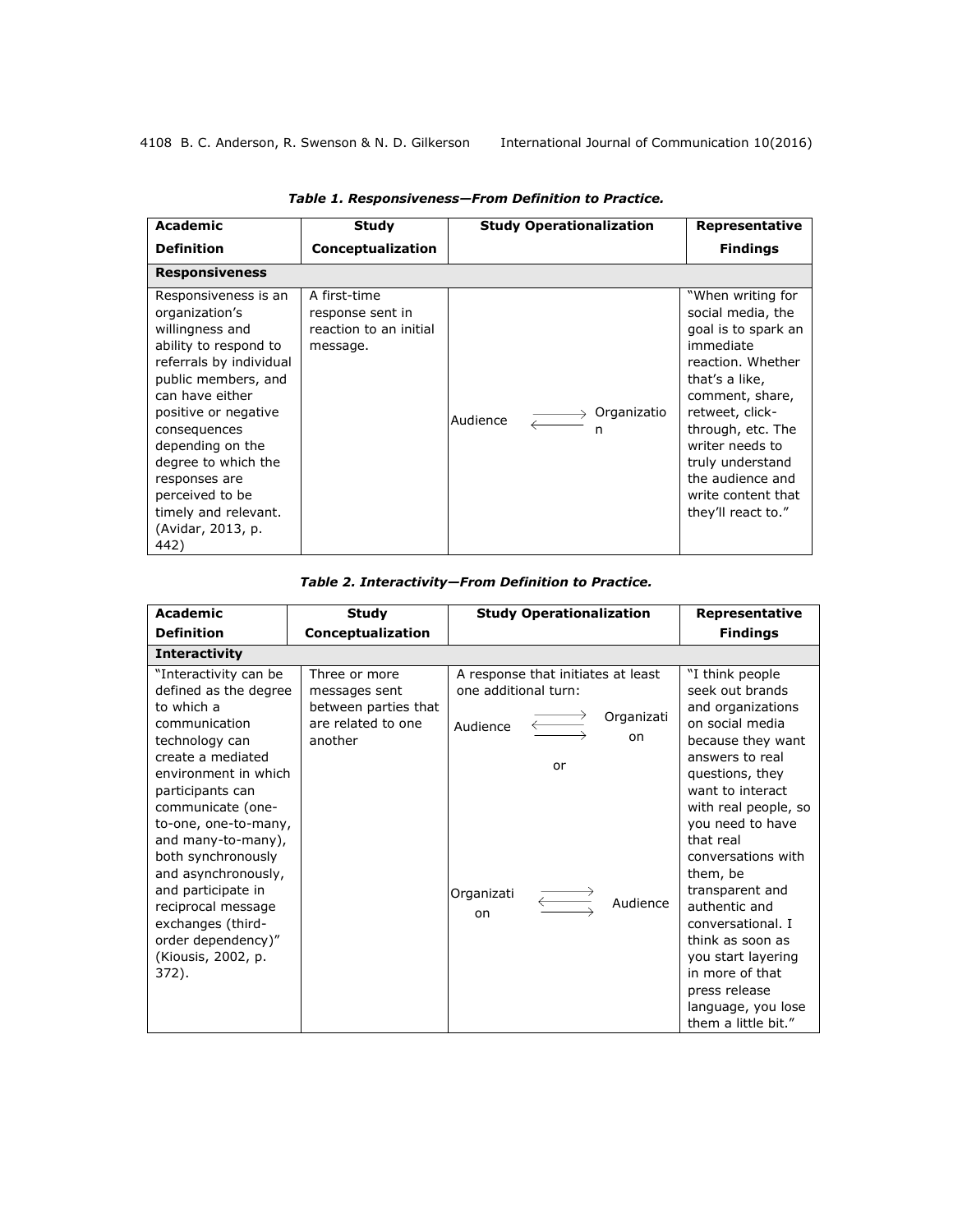*Table 1. Responsiveness—From Definition to Practice.*

| Academic Definition | Study Conceptualization | Study Operationalization | Representative Findings |
|---|---|---|---|
| **Responsiveness** | | | |
| Responsiveness is an organization's willingness and ability to respond to referrals by individual public members, and can have either positive or negative consequences depending on the degree to which the responses are perceived to be timely and relevant. (Avidar, 2013, p. 442) | A first-time response sent in reaction to an initial message. | Audience ⟶ Organization<br>Audience ⟵ Organization | "When writing for social media, the goal is to spark an immediate reaction. Whether that's a like, comment, share, retweet, click-through, etc. The writer needs to truly understand the audience and write content that they'll react to." |

*Table 2. Interactivity—From Definition to Practice.*

| Academic Definition | Study Conceptualization | Study Operationalization | Representative Findings |
|---|---|---|---|
| **Interactivity** | | | |
| "Interactivity can be defined as the degree to which a communication technology can create a mediated environment in which participants can communicate (one-to-one, one-to-many, and many-to-many), both synchronously and asynchronously, and participate in reciprocal message exchanges (third-order dependency)" (Kiousis, 2002, p. 372). | Three or more messages sent between parties that are related to one another | A response that initiates at least one additional turn:<br>Audience ⟶ ⟵ ⟶ Organization<br>or<br>Organization ⟶ ⟵ ⟶ Audience | "I think people seek out brands and organizations on social media because they want answers to real questions, they want to interact with real people, so you need to have that real conversations with them, be transparent and authentic and conversational. I think as soon as you start layering in more of that press release language, you lose them a little bit." |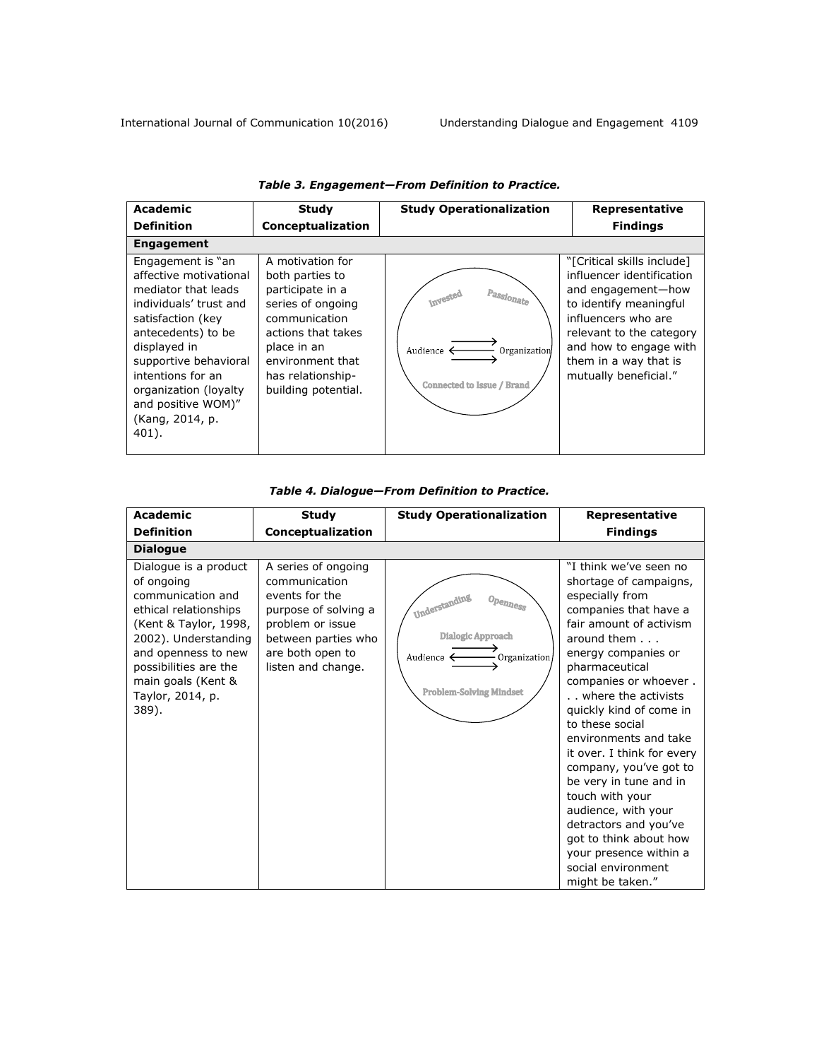**Table 3. Engagement—From Definition to Practice.**

| Academic Definition | Study Conceptualization | Study Operationalization | Representative Findings |
|---|---|---|---|
| **Engagement** | | | |
| Engagement is "an affective motivational mediator that leads individuals' trust and satisfaction (key antecedents) to be displayed in supportive behavioral intentions for an organization (loyalty and positive WOM)" (Kang, 2014, p. 401). | A motivation for both parties to participate in a series of ongoing communication actions that takes place in an environment that has relationship-building potential. | Invested; Passionate; Audience ⇄ Organization; Connected to Issue / Brand | "[Critical skills include] influencer identification and engagement—how to identify meaningful influencers who are relevant to the category and how to engage with them in a way that is mutually beneficial." |

**Table 4. Dialogue—From Definition to Practice.**

| Academic Definition | Study Conceptualization | Study Operationalization | Representative Findings |
|---|---|---|---|
| **Dialogue** | | | |
| Dialogue is a product of ongoing communication and ethical relationships (Kent & Taylor, 1998, 2002). Understanding and openness to new possibilities are the main goals (Kent & Taylor, 2014, p. 389). | A series of ongoing communication events for the purpose of solving a problem or issue between parties who are both open to listen and change. | Understanding; Openness; Dialogic Approach; Audience ⇄ Organization; Problem-Solving Mindset | "I think we've seen no shortage of campaigns, especially from companies that have a fair amount of activism around them . . . energy companies or pharmaceutical companies or whoever . . . where the activists quickly kind of come in to these social environments and take it over. I think for every company, you've got to be very in tune and in touch with your audience, with your detractors and you've got to think about how your presence within a social environment might be taken." |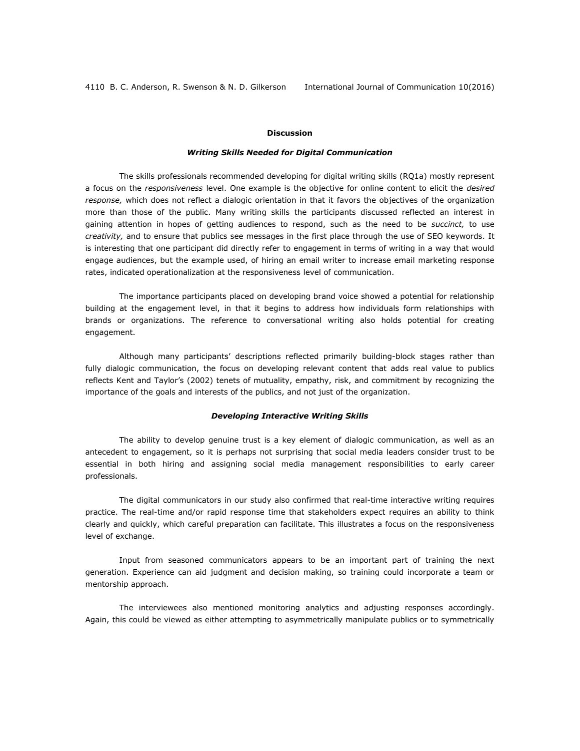## Discussion

### *Writing Skills Needed for Digital Communication*

The skills professionals recommended developing for digital writing skills (RQ1a) mostly represent a focus on the *responsiveness* level. One example is the objective for online content to elicit the *desired response,* which does not reflect a dialogic orientation in that it favors the objectives of the organization more than those of the public. Many writing skills the participants discussed reflected an interest in gaining attention in hopes of getting audiences to respond, such as the need to be *succinct,* to use *creativity,* and to ensure that publics see messages in the first place through the use of SEO keywords. It is interesting that one participant did directly refer to engagement in terms of writing in a way that would engage audiences, but the example used, of hiring an email writer to increase email marketing response rates, indicated operationalization at the responsiveness level of communication.

The importance participants placed on developing brand voice showed a potential for relationship building at the engagement level, in that it begins to address how individuals form relationships with brands or organizations. The reference to conversational writing also holds potential for creating engagement.

Although many participants' descriptions reflected primarily building-block stages rather than fully dialogic communication, the focus on developing relevant content that adds real value to publics reflects Kent and Taylor's (2002) tenets of mutuality, empathy, risk, and commitment by recognizing the importance of the goals and interests of the publics, and not just of the organization.

### *Developing Interactive Writing Skills*

The ability to develop genuine trust is a key element of dialogic communication, as well as an antecedent to engagement, so it is perhaps not surprising that social media leaders consider trust to be essential in both hiring and assigning social media management responsibilities to early career professionals.

The digital communicators in our study also confirmed that real-time interactive writing requires practice. The real-time and/or rapid response time that stakeholders expect requires an ability to think clearly and quickly, which careful preparation can facilitate. This illustrates a focus on the responsiveness level of exchange.

Input from seasoned communicators appears to be an important part of training the next generation. Experience can aid judgment and decision making, so training could incorporate a team or mentorship approach.

The interviewees also mentioned monitoring analytics and adjusting responses accordingly. Again, this could be viewed as either attempting to asymmetrically manipulate publics or to symmetrically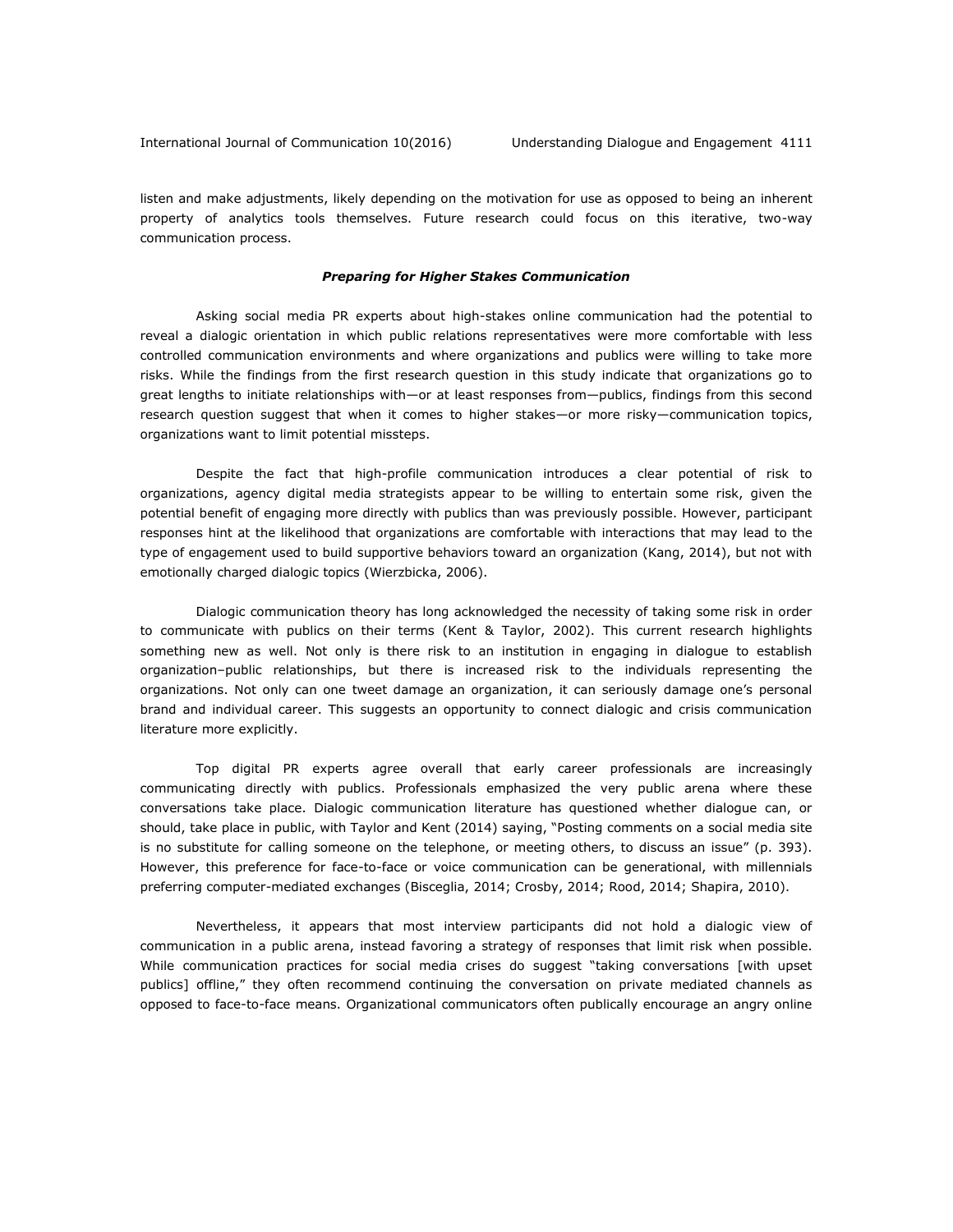listen and make adjustments, likely depending on the motivation for use as opposed to being an inherent property of analytics tools themselves. Future research could focus on this iterative, two-way communication process.

### ***Preparing for Higher Stakes Communication***

Asking social media PR experts about high-stakes online communication had the potential to reveal a dialogic orientation in which public relations representatives were more comfortable with less controlled communication environments and where organizations and publics were willing to take more risks. While the findings from the first research question in this study indicate that organizations go to great lengths to initiate relationships with—or at least responses from—publics, findings from this second research question suggest that when it comes to higher stakes—or more risky—communication topics, organizations want to limit potential missteps.

Despite the fact that high-profile communication introduces a clear potential of risk to organizations, agency digital media strategists appear to be willing to entertain some risk, given the potential benefit of engaging more directly with publics than was previously possible. However, participant responses hint at the likelihood that organizations are comfortable with interactions that may lead to the type of engagement used to build supportive behaviors toward an organization (Kang, 2014), but not with emotionally charged dialogic topics (Wierzbicka, 2006).

Dialogic communication theory has long acknowledged the necessity of taking some risk in order to communicate with publics on their terms (Kent & Taylor, 2002). This current research highlights something new as well. Not only is there risk to an institution in engaging in dialogue to establish organization–public relationships, but there is increased risk to the individuals representing the organizations. Not only can one tweet damage an organization, it can seriously damage one's personal brand and individual career. This suggests an opportunity to connect dialogic and crisis communication literature more explicitly.

Top digital PR experts agree overall that early career professionals are increasingly communicating directly with publics. Professionals emphasized the very public arena where these conversations take place. Dialogic communication literature has questioned whether dialogue can, or should, take place in public, with Taylor and Kent (2014) saying, "Posting comments on a social media site is no substitute for calling someone on the telephone, or meeting others, to discuss an issue" (p. 393). However, this preference for face-to-face or voice communication can be generational, with millennials preferring computer-mediated exchanges (Bisceglia, 2014; Crosby, 2014; Rood, 2014; Shapira, 2010).

Nevertheless, it appears that most interview participants did not hold a dialogic view of communication in a public arena, instead favoring a strategy of responses that limit risk when possible. While communication practices for social media crises do suggest "taking conversations [with upset publics] offline," they often recommend continuing the conversation on private mediated channels as opposed to face-to-face means. Organizational communicators often publically encourage an angry online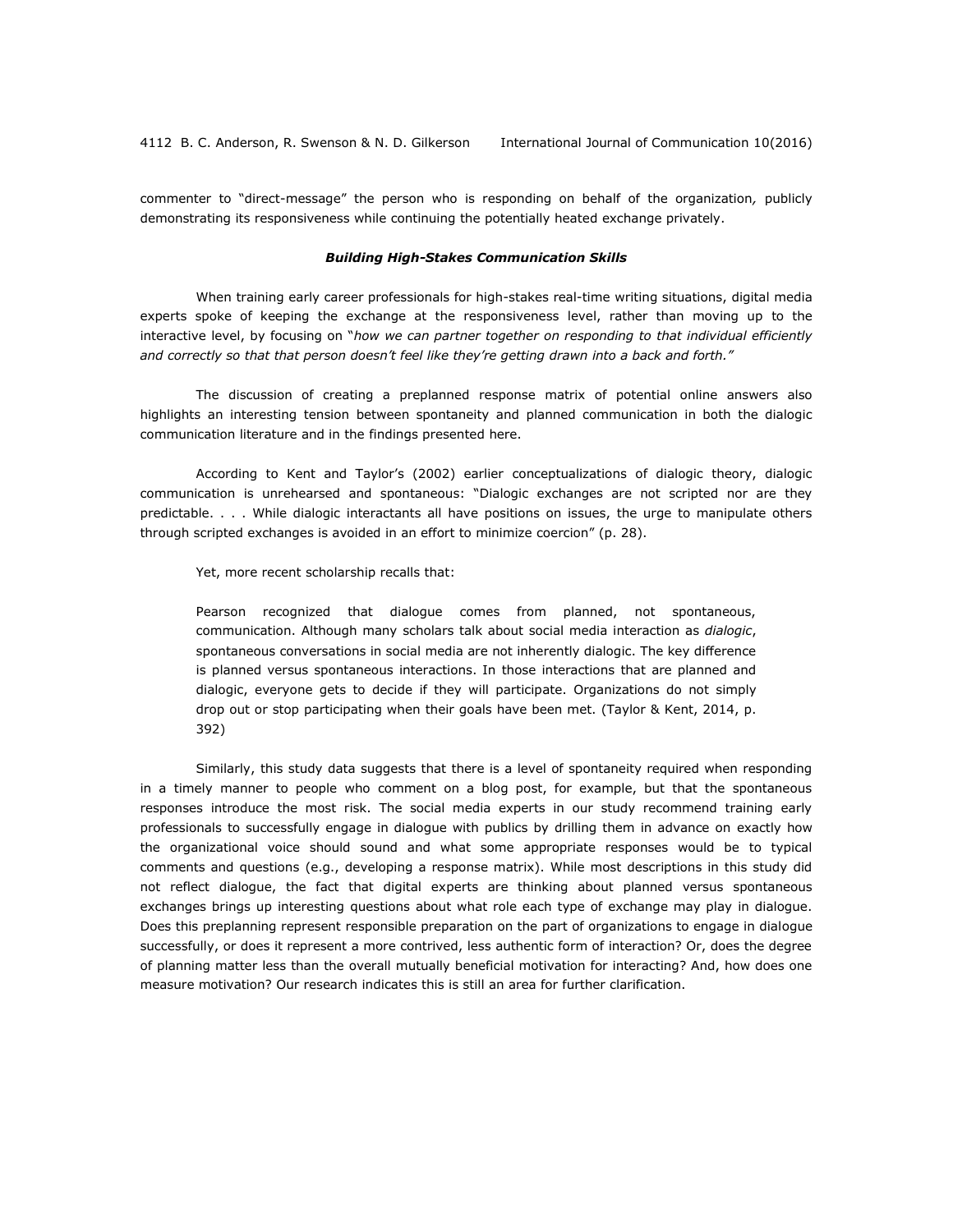commenter to "direct-message" the person who is responding on behalf of the organization, publicly demonstrating its responsiveness while continuing the potentially heated exchange privately.

### *Building High-Stakes Communication Skills*

When training early career professionals for high-stakes real-time writing situations, digital media experts spoke of keeping the exchange at the responsiveness level, rather than moving up to the interactive level, by focusing on "*how we can partner together on responding to that individual efficiently and correctly so that that person doesn't feel like they're getting drawn into a back and forth."*

The discussion of creating a preplanned response matrix of potential online answers also highlights an interesting tension between spontaneity and planned communication in both the dialogic communication literature and in the findings presented here.

According to Kent and Taylor's (2002) earlier conceptualizations of dialogic theory, dialogic communication is unrehearsed and spontaneous: "Dialogic exchanges are not scripted nor are they predictable. . . . While dialogic interactants all have positions on issues, the urge to manipulate others through scripted exchanges is avoided in an effort to minimize coercion" (p. 28).

Yet, more recent scholarship recalls that:

> Pearson recognized that dialogue comes from planned, not spontaneous, communication. Although many scholars talk about social media interaction as *dialogic*, spontaneous conversations in social media are not inherently dialogic. The key difference is planned versus spontaneous interactions. In those interactions that are planned and dialogic, everyone gets to decide if they will participate. Organizations do not simply drop out or stop participating when their goals have been met. (Taylor & Kent, 2014, p. 392)

Similarly, this study data suggests that there is a level of spontaneity required when responding in a timely manner to people who comment on a blog post, for example, but that the spontaneous responses introduce the most risk. The social media experts in our study recommend training early professionals to successfully engage in dialogue with publics by drilling them in advance on exactly how the organizational voice should sound and what some appropriate responses would be to typical comments and questions (e.g., developing a response matrix). While most descriptions in this study did not reflect dialogue, the fact that digital experts are thinking about planned versus spontaneous exchanges brings up interesting questions about what role each type of exchange may play in dialogue. Does this preplanning represent responsible preparation on the part of organizations to engage in dialogue successfully, or does it represent a more contrived, less authentic form of interaction? Or, does the degree of planning matter less than the overall mutually beneficial motivation for interacting? And, how does one measure motivation? Our research indicates this is still an area for further clarification.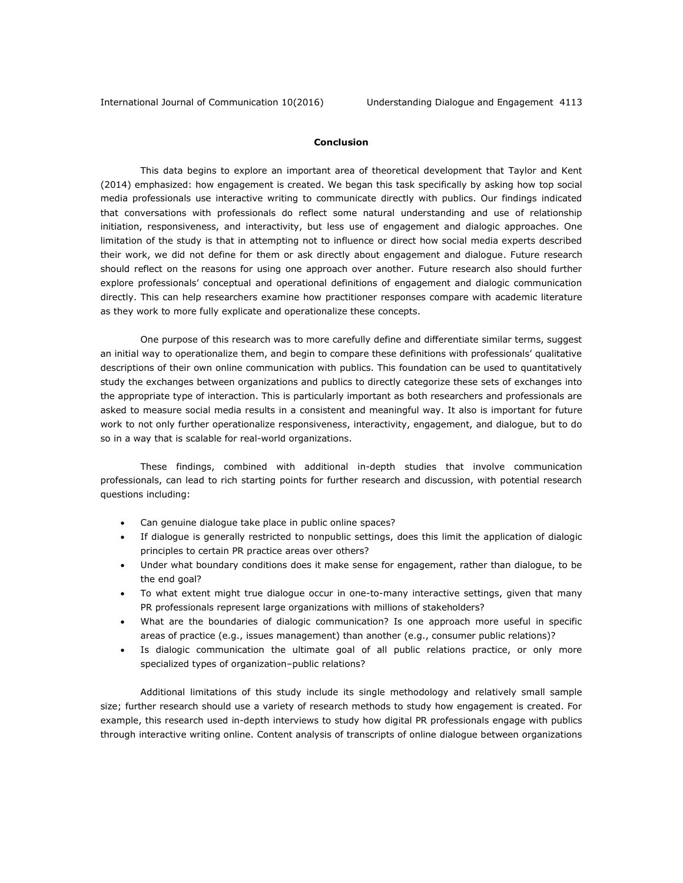## Conclusion

This data begins to explore an important area of theoretical development that Taylor and Kent (2014) emphasized: how engagement is created. We began this task specifically by asking how top social media professionals use interactive writing to communicate directly with publics. Our findings indicated that conversations with professionals do reflect some natural understanding and use of relationship initiation, responsiveness, and interactivity, but less use of engagement and dialogic approaches. One limitation of the study is that in attempting not to influence or direct how social media experts described their work, we did not define for them or ask directly about engagement and dialogue. Future research should reflect on the reasons for using one approach over another. Future research also should further explore professionals' conceptual and operational definitions of engagement and dialogic communication directly. This can help researchers examine how practitioner responses compare with academic literature as they work to more fully explicate and operationalize these concepts.

One purpose of this research was to more carefully define and differentiate similar terms, suggest an initial way to operationalize them, and begin to compare these definitions with professionals' qualitative descriptions of their own online communication with publics. This foundation can be used to quantitatively study the exchanges between organizations and publics to directly categorize these sets of exchanges into the appropriate type of interaction. This is particularly important as both researchers and professionals are asked to measure social media results in a consistent and meaningful way. It also is important for future work to not only further operationalize responsiveness, interactivity, engagement, and dialogue, but to do so in a way that is scalable for real-world organizations.

These findings, combined with additional in-depth studies that involve communication professionals, can lead to rich starting points for further research and discussion, with potential research questions including:

- Can genuine dialogue take place in public online spaces?
- If dialogue is generally restricted to nonpublic settings, does this limit the application of dialogic principles to certain PR practice areas over others?
- Under what boundary conditions does it make sense for engagement, rather than dialogue, to be the end goal?
- To what extent might true dialogue occur in one-to-many interactive settings, given that many PR professionals represent large organizations with millions of stakeholders?
- What are the boundaries of dialogic communication? Is one approach more useful in specific areas of practice (e.g., issues management) than another (e.g., consumer public relations)?
- Is dialogic communication the ultimate goal of all public relations practice, or only more specialized types of organization–public relations?

Additional limitations of this study include its single methodology and relatively small sample size; further research should use a variety of research methods to study how engagement is created. For example, this research used in-depth interviews to study how digital PR professionals engage with publics through interactive writing online. Content analysis of transcripts of online dialogue between organizations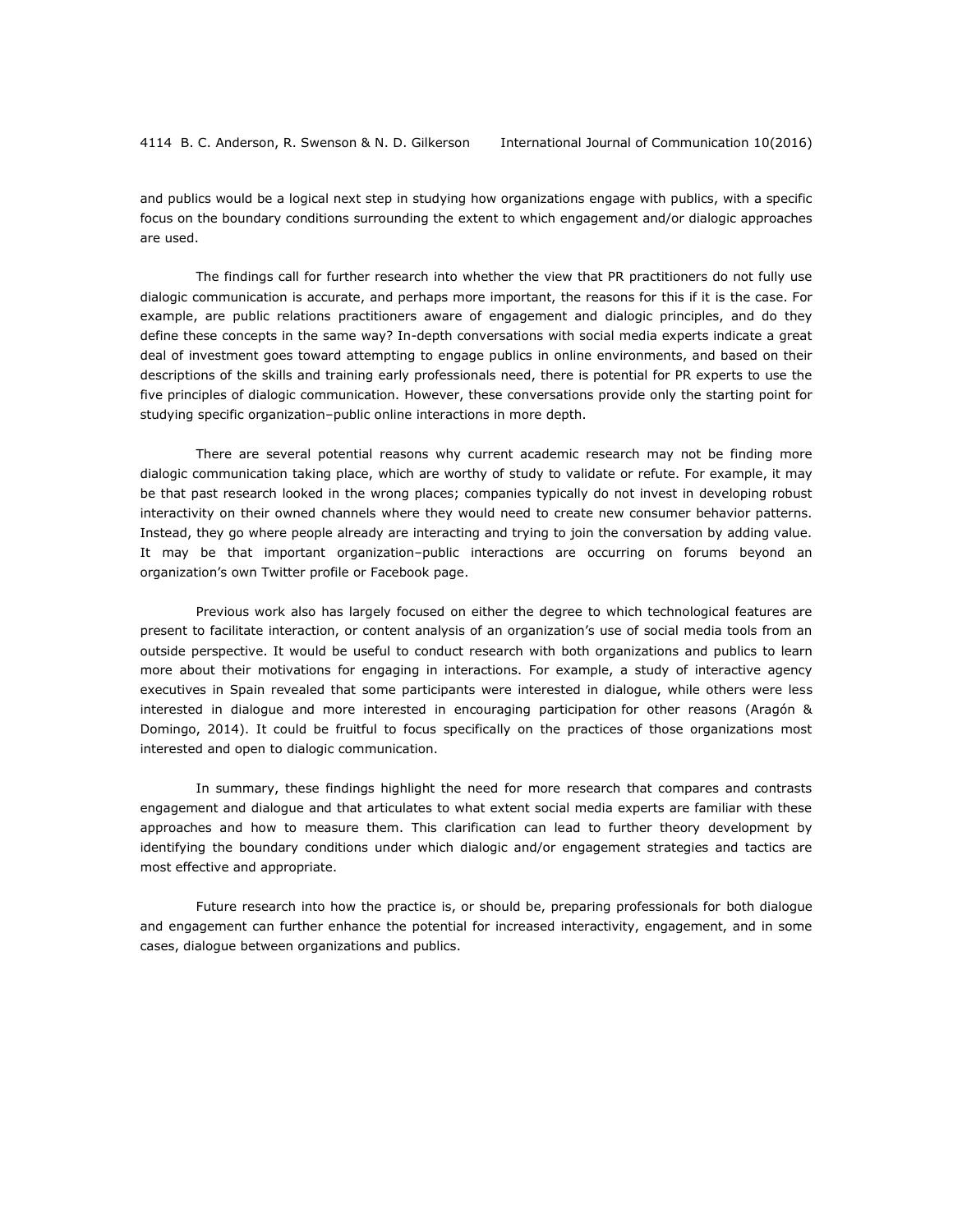and publics would be a logical next step in studying how organizations engage with publics, with a specific focus on the boundary conditions surrounding the extent to which engagement and/or dialogic approaches are used.

The findings call for further research into whether the view that PR practitioners do not fully use dialogic communication is accurate, and perhaps more important, the reasons for this if it is the case. For example, are public relations practitioners aware of engagement and dialogic principles, and do they define these concepts in the same way? In-depth conversations with social media experts indicate a great deal of investment goes toward attempting to engage publics in online environments, and based on their descriptions of the skills and training early professionals need, there is potential for PR experts to use the five principles of dialogic communication. However, these conversations provide only the starting point for studying specific organization–public online interactions in more depth.

There are several potential reasons why current academic research may not be finding more dialogic communication taking place, which are worthy of study to validate or refute. For example, it may be that past research looked in the wrong places; companies typically do not invest in developing robust interactivity on their owned channels where they would need to create new consumer behavior patterns. Instead, they go where people already are interacting and trying to join the conversation by adding value. It may be that important organization–public interactions are occurring on forums beyond an organization's own Twitter profile or Facebook page.

Previous work also has largely focused on either the degree to which technological features are present to facilitate interaction, or content analysis of an organization's use of social media tools from an outside perspective. It would be useful to conduct research with both organizations and publics to learn more about their motivations for engaging in interactions. For example, a study of interactive agency executives in Spain revealed that some participants were interested in dialogue, while others were less interested in dialogue and more interested in encouraging participation for other reasons (Aragón & Domingo, 2014). It could be fruitful to focus specifically on the practices of those organizations most interested and open to dialogic communication.

In summary, these findings highlight the need for more research that compares and contrasts engagement and dialogue and that articulates to what extent social media experts are familiar with these approaches and how to measure them. This clarification can lead to further theory development by identifying the boundary conditions under which dialogic and/or engagement strategies and tactics are most effective and appropriate.

Future research into how the practice is, or should be, preparing professionals for both dialogue and engagement can further enhance the potential for increased interactivity, engagement, and in some cases, dialogue between organizations and publics.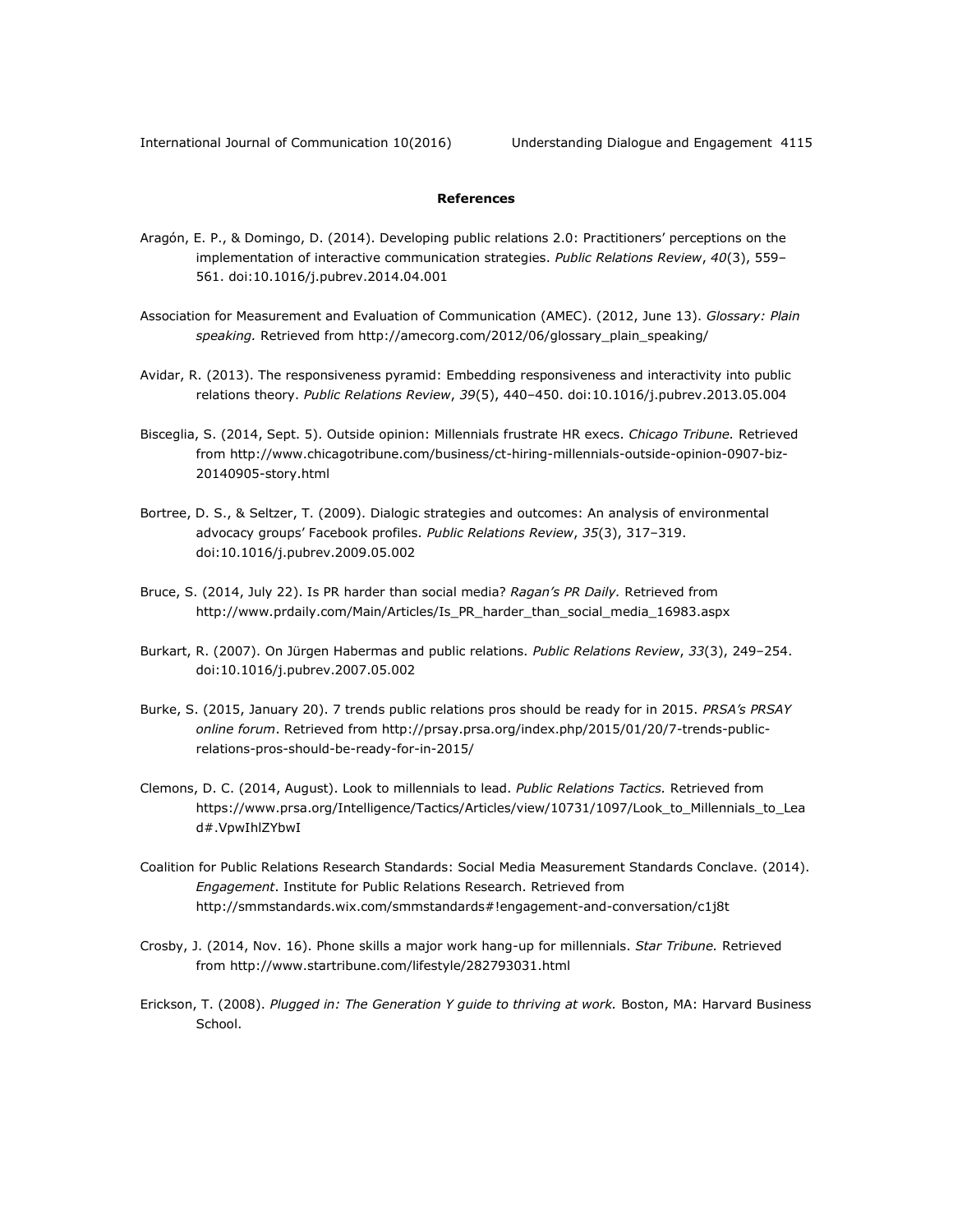## References

Aragón, E. P., & Domingo, D. (2014). Developing public relations 2.0: Practitioners' perceptions on the implementation of interactive communication strategies. *Public Relations Review*, *40*(3), 559–561. doi:10.1016/j.pubrev.2014.04.001

Association for Measurement and Evaluation of Communication (AMEC). (2012, June 13). *Glossary: Plain speaking.* Retrieved from http://amecorg.com/2012/06/glossary_plain_speaking/

Avidar, R. (2013). The responsiveness pyramid: Embedding responsiveness and interactivity into public relations theory. *Public Relations Review*, *39*(5), 440–450. doi:10.1016/j.pubrev.2013.05.004

Bisceglia, S. (2014, Sept. 5). Outside opinion: Millennials frustrate HR execs. *Chicago Tribune.* Retrieved from http://www.chicagotribune.com/business/ct-hiring-millennials-outside-opinion-0907-biz-20140905-story.html

Bortree, D. S., & Seltzer, T. (2009). Dialogic strategies and outcomes: An analysis of environmental advocacy groups' Facebook profiles. *Public Relations Review*, *35*(3), 317–319. doi:10.1016/j.pubrev.2009.05.002

Bruce, S. (2014, July 22). Is PR harder than social media? *Ragan's PR Daily.* Retrieved from http://www.prdaily.com/Main/Articles/Is_PR_harder_than_social_media_16983.aspx

Burkart, R. (2007). On Jürgen Habermas and public relations. *Public Relations Review*, *33*(3), 249–254. doi:10.1016/j.pubrev.2007.05.002

Burke, S. (2015, January 20). 7 trends public relations pros should be ready for in 2015. *PRSA's PRSAY online forum*. Retrieved from http://prsay.prsa.org/index.php/2015/01/20/7-trends-public-relations-pros-should-be-ready-for-in-2015/

Clemons, D. C. (2014, August). Look to millennials to lead. *Public Relations Tactics.* Retrieved from https://www.prsa.org/Intelligence/Tactics/Articles/view/10731/1097/Look_to_Millennials_to_Lead#.VpwIhlZYbwI

Coalition for Public Relations Research Standards: Social Media Measurement Standards Conclave. (2014). *Engagement*. Institute for Public Relations Research. Retrieved from http://smmstandards.wix.com/smmstandards#!engagement-and-conversation/c1j8t

Crosby, J. (2014, Nov. 16). Phone skills a major work hang-up for millennials. *Star Tribune.* Retrieved from http://www.startribune.com/lifestyle/282793031.html

Erickson, T. (2008). *Plugged in: The Generation Y guide to thriving at work.* Boston, MA: Harvard Business School.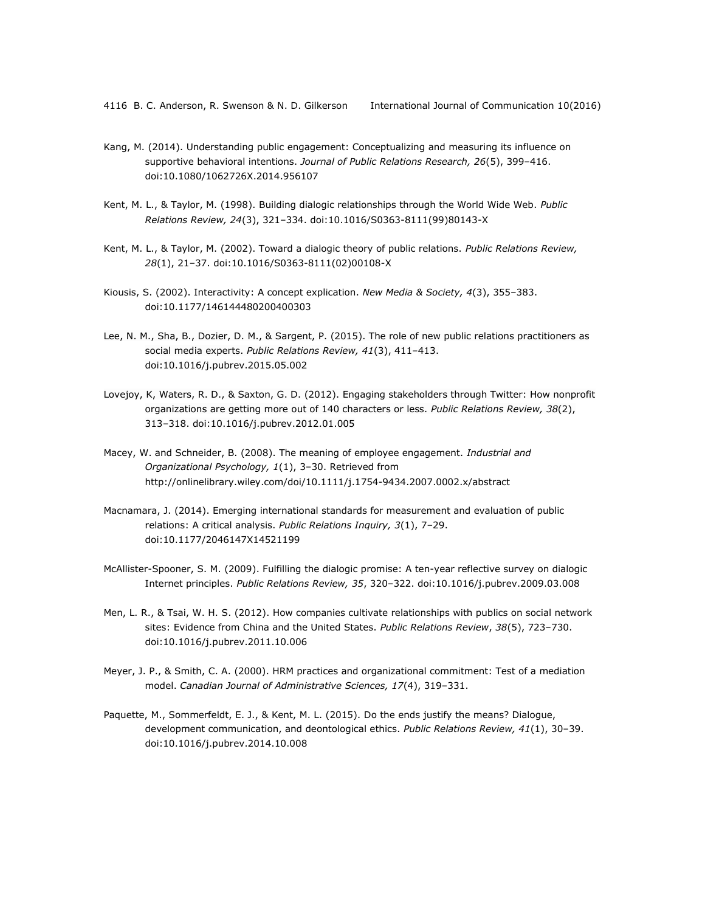Kang, M. (2014). Understanding public engagement: Conceptualizing and measuring its influence on supportive behavioral intentions. *Journal of Public Relations Research, 26*(5), 399–416. doi:10.1080/1062726X.2014.956107

Kent, M. L., & Taylor, M. (1998). Building dialogic relationships through the World Wide Web. *Public Relations Review, 24*(3), 321–334. doi:10.1016/S0363-8111(99)80143-X

Kent, M. L., & Taylor, M. (2002). Toward a dialogic theory of public relations. *Public Relations Review, 28*(1), 21–37. doi:10.1016/S0363-8111(02)00108-X

Kiousis, S. (2002). Interactivity: A concept explication. *New Media & Society, 4*(3), 355–383. doi:10.1177/146144480200400303

Lee, N. M., Sha, B., Dozier, D. M., & Sargent, P. (2015). The role of new public relations practitioners as social media experts. *Public Relations Review, 41*(3), 411–413. doi:10.1016/j.pubrev.2015.05.002

Lovejoy, K, Waters, R. D., & Saxton, G. D. (2012). Engaging stakeholders through Twitter: How nonprofit organizations are getting more out of 140 characters or less. *Public Relations Review, 38*(2), 313–318. doi:10.1016/j.pubrev.2012.01.005

Macey, W. and Schneider, B. (2008). The meaning of employee engagement. *Industrial and Organizational Psychology, 1*(1), 3–30. Retrieved from http://onlinelibrary.wiley.com/doi/10.1111/j.1754-9434.2007.0002.x/abstract

Macnamara, J. (2014). Emerging international standards for measurement and evaluation of public relations: A critical analysis. *Public Relations Inquiry, 3*(1), 7–29. doi:10.1177/2046147X14521199

McAllister-Spooner, S. M. (2009). Fulfilling the dialogic promise: A ten-year reflective survey on dialogic Internet principles. *Public Relations Review, 35*, 320–322. doi:10.1016/j.pubrev.2009.03.008

Men, L. R., & Tsai, W. H. S. (2012). How companies cultivate relationships with publics on social network sites: Evidence from China and the United States. *Public Relations Review*, *38*(5), 723–730. doi:10.1016/j.pubrev.2011.10.006

Meyer, J. P., & Smith, C. A. (2000). HRM practices and organizational commitment: Test of a mediation model. *Canadian Journal of Administrative Sciences, 17*(4), 319–331.

Paquette, M., Sommerfeldt, E. J., & Kent, M. L. (2015). Do the ends justify the means? Dialogue, development communication, and deontological ethics. *Public Relations Review, 41*(1), 30–39. doi:10.1016/j.pubrev.2014.10.008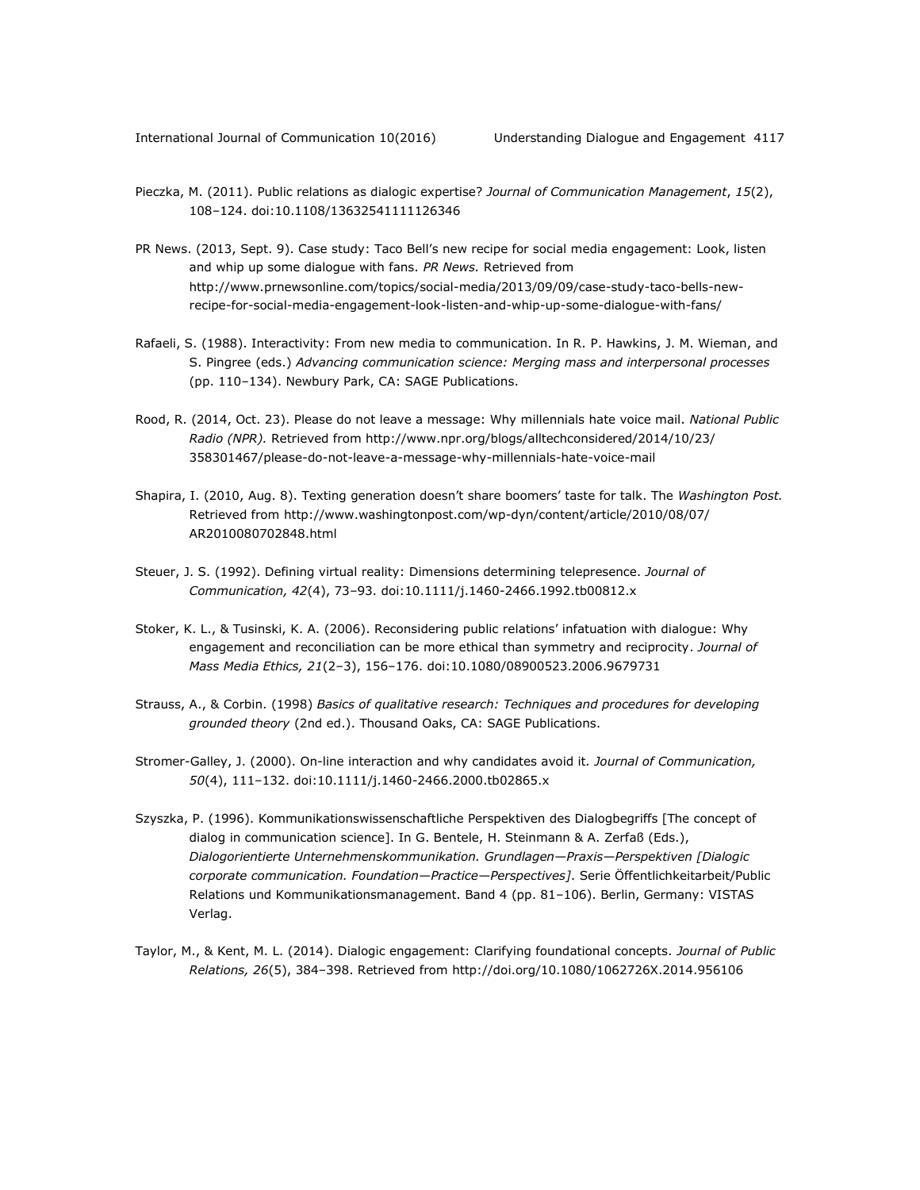Pieczka, M. (2011). Public relations as dialogic expertise? *Journal of Communication Management*, *15*(2), 108–124. doi:10.1108/13632541111126346

PR News. (2013, Sept. 9). Case study: Taco Bell's new recipe for social media engagement: Look, listen and whip up some dialogue with fans. *PR News.* Retrieved from http://www.prnewsonline.com/topics/social-media/2013/09/09/case-study-taco-bells-new-recipe-for-social-media-engagement-look-listen-and-whip-up-some-dialogue-with-fans/

Rafaeli, S. (1988). Interactivity: From new media to communication. In R. P. Hawkins, J. M. Wieman, and S. Pingree (eds.) *Advancing communication science: Merging mass and interpersonal processes* (pp. 110–134). Newbury Park, CA: SAGE Publications.

Rood, R. (2014, Oct. 23). Please do not leave a message: Why millennials hate voice mail. *National Public Radio (NPR).* Retrieved from http://www.npr.org/blogs/alltechconsidered/2014/10/23/358301467/please-do-not-leave-a-message-why-millennials-hate-voice-mail

Shapira, I. (2010, Aug. 8). Texting generation doesn't share boomers' taste for talk. The *Washington Post.* Retrieved from http://www.washingtonpost.com/wp-dyn/content/article/2010/08/07/AR2010080702848.html

Steuer, J. S. (1992). Defining virtual reality: Dimensions determining telepresence. *Journal of Communication, 42*(4), 73–93. doi:10.1111/j.1460-2466.1992.tb00812.x

Stoker, K. L., & Tusinski, K. A. (2006). Reconsidering public relations' infatuation with dialogue: Why engagement and reconciliation can be more ethical than symmetry and reciprocity. *Journal of Mass Media Ethics, 21*(2–3), 156–176. doi:10.1080/08900523.2006.9679731

Strauss, A., & Corbin. (1998) *Basics of qualitative research: Techniques and procedures for developing grounded theory* (2nd ed.). Thousand Oaks, CA: SAGE Publications.

Stromer-Galley, J. (2000). On-line interaction and why candidates avoid it. *Journal of Communication, 50*(4), 111–132. doi:10.1111/j.1460-2466.2000.tb02865.x

Szyszka, P. (1996). Kommunikationswissenschaftliche Perspektiven des Dialogbegriffs [The concept of dialog in communication science]. In G. Bentele, H. Steinmann & A. Zerfaß (Eds.), *Dialogorientierte Unternehmenskommunikation. Grundlagen—Praxis—Perspektiven [Dialogic corporate communication. Foundation—Practice—Perspectives]*. Serie Öffentlichkeitarbeit/Public Relations und Kommunikationsmanagement. Band 4 (pp. 81–106). Berlin, Germany: VISTAS Verlag.

Taylor, M., & Kent, M. L. (2014). Dialogic engagement: Clarifying foundational concepts. *Journal of Public Relations, 26*(5), 384–398. Retrieved from http://doi.org/10.1080/1062726X.2014.956106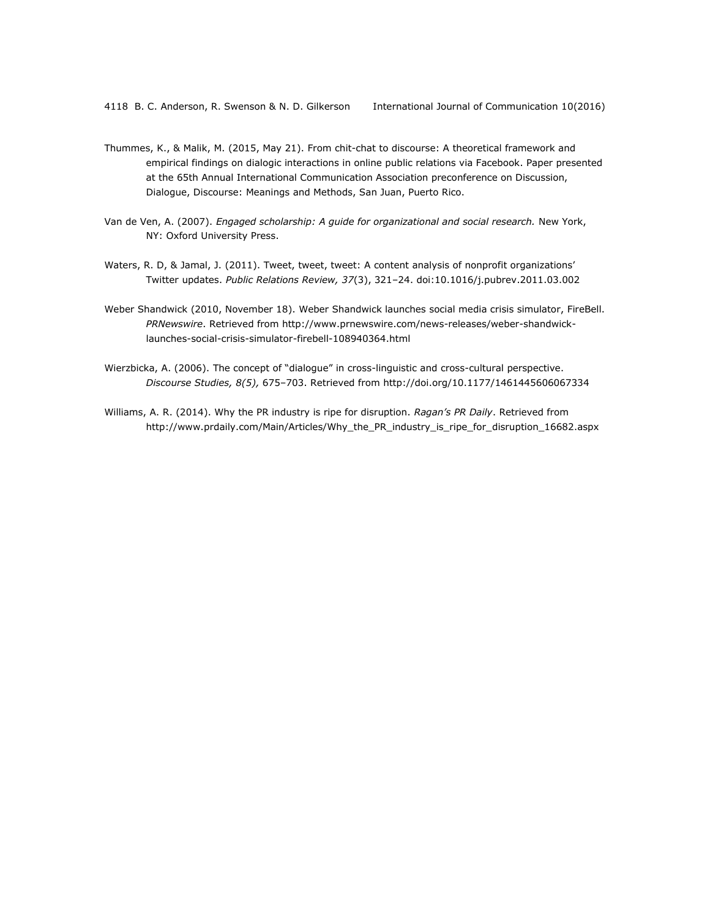Thummes, K., & Malik, M. (2015, May 21). From chit-chat to discourse: A theoretical framework and empirical findings on dialogic interactions in online public relations via Facebook. Paper presented at the 65th Annual International Communication Association preconference on Discussion, Dialogue, Discourse: Meanings and Methods, San Juan, Puerto Rico.

Van de Ven, A. (2007). *Engaged scholarship: A guide for organizational and social research.* New York, NY: Oxford University Press.

Waters, R. D, & Jamal, J. (2011). Tweet, tweet, tweet: A content analysis of nonprofit organizations' Twitter updates. *Public Relations Review, 37*(3), 321–24. doi:10.1016/j.pubrev.2011.03.002

Weber Shandwick (2010, November 18). Weber Shandwick launches social media crisis simulator, FireBell. *PRNewswire*. Retrieved from http://www.prnewswire.com/news-releases/weber-shandwick-launches-social-crisis-simulator-firebell-108940364.html

Wierzbicka, A. (2006). The concept of "dialogue" in cross-linguistic and cross-cultural perspective. *Discourse Studies, 8(5),* 675–703. Retrieved from http://doi.org/10.1177/1461445606067334

Williams, A. R. (2014). Why the PR industry is ripe for disruption. *Ragan's PR Daily*. Retrieved from http://www.prdaily.com/Main/Articles/Why_the_PR_industry_is_ripe_for_disruption_16682.aspx